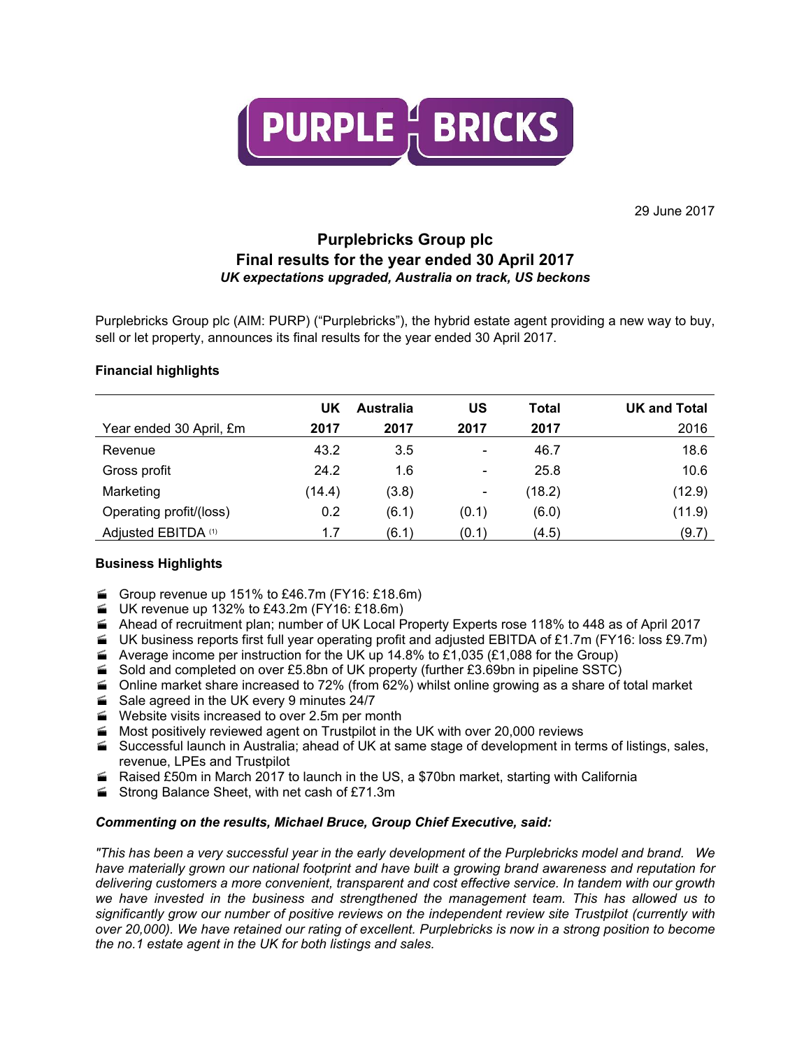PURPLE BRICKS

29 June 2017

# Purplebricks Group plc
## Final results for the year ended 30 April 2017
***UK expectations upgraded, Australia on track, US beckons***

Purplebricks Group plc (AIM: PURP) ("Purplebricks"), the hybrid estate agent providing a new way to buy, sell or let property, announces its final results for the year ended 30 April 2017.

### Financial highlights

| | **UK** | **Australia** | **US** | **Total** | **UK and Total** |
|---|---|---|---|---|---|
| Year ended 30 April, £m | **2017** | **2017** | **2017** | **2017** | 2016 |
| Revenue | 43.2 | 3.5 | - | 46.7 | 18.6 |
| Gross profit | 24.2 | 1.6 | - | 25.8 | 10.6 |
| Marketing | (14.4) | (3.8) | - | (18.2) | (12.9) |
| Operating profit/(loss) | 0.2 | (6.1) | (0.1) | (6.0) | (11.9) |
| Adjusted EBITDA [1] | 1.7 | (6.1) | (0.1) | (4.5) | (9.7) |

### Business Highlights

- Group revenue up 151% to £46.7m (FY16: £18.6m)
- UK revenue up 132% to £43.2m (FY16: £18.6m)
- Ahead of recruitment plan; number of UK Local Property Experts rose 118% to 448 as of April 2017
- UK business reports first full year operating profit and adjusted EBITDA of £1.7m (FY16: loss £9.7m)
- Average income per instruction for the UK up 14.8% to £1,035 (£1,088 for the Group)
- Sold and completed on over £5.8bn of UK property (further £3.69bn in pipeline SSTC)
- Online market share increased to 72% (from 62%) whilst online growing as a share of total market
- Sale agreed in the UK every 9 minutes 24/7
- Website visits increased to over 2.5m per month
- Most positively reviewed agent on Trustpilot in the UK with over 20,000 reviews
- Successful launch in Australia; ahead of UK at same stage of development in terms of listings, sales, revenue, LPEs and Trustpilot
- Raised £50m in March 2017 to launch in the US, a $70bn market, starting with California
- Strong Balance Sheet, with net cash of £71.3m

***Commenting on the results, Michael Bruce, Group Chief Executive, said:***

*"This has been a very successful year in the early development of the Purplebricks model and brand. We have materially grown our national footprint and have built a growing brand awareness and reputation for delivering customers a more convenient, transparent and cost effective service. In tandem with our growth we have invested in the business and strengthened the management team. This has allowed us to significantly grow our number of positive reviews on the independent review site Trustpilot (currently with over 20,000). We have retained our rating of excellent. Purplebricks is now in a strong position to become the no.1 estate agent in the UK for both listings and sales.*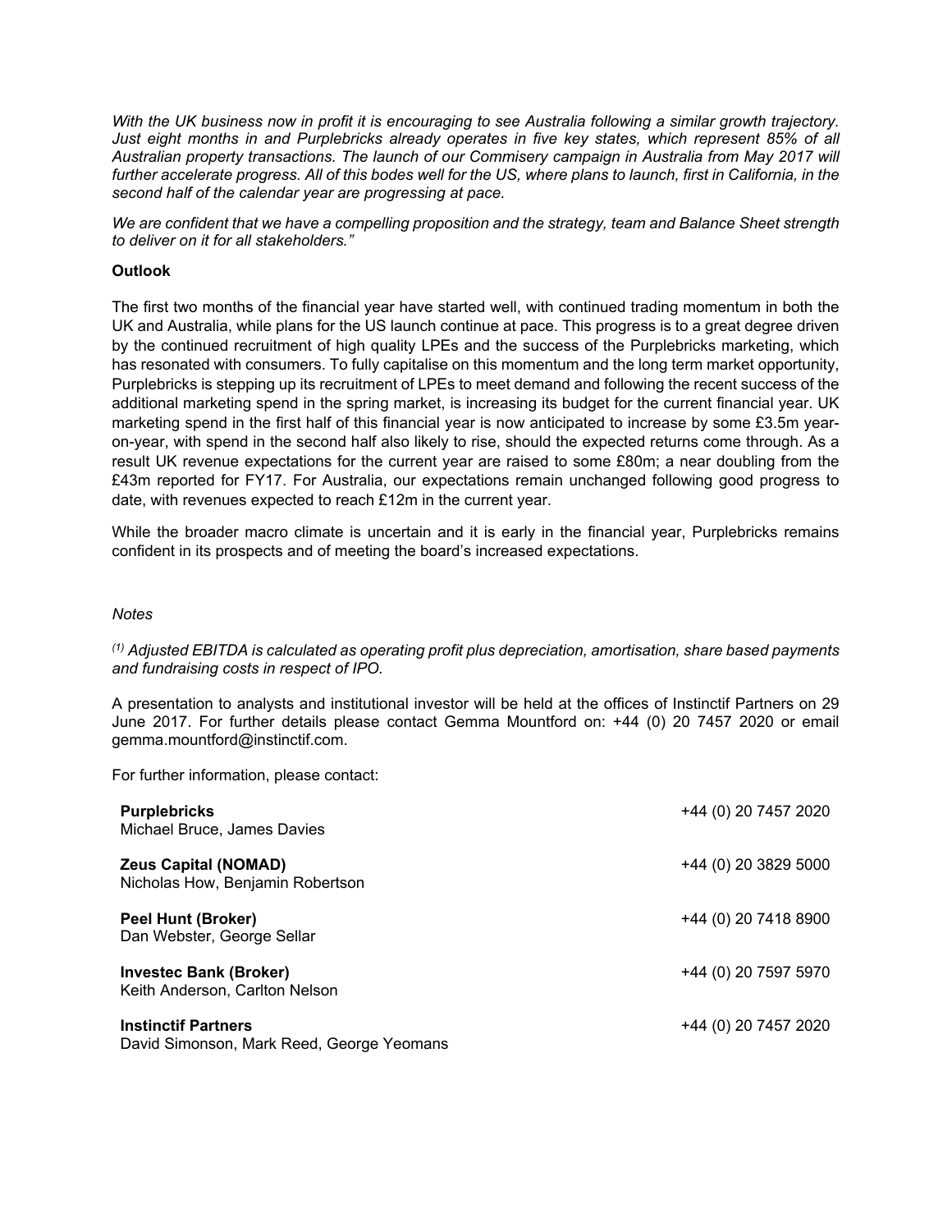*With the UK business now in profit it is encouraging to see Australia following a similar growth trajectory. Just eight months in and Purplebricks already operates in five key states, which represent 85% of all Australian property transactions. The launch of our Commisery campaign in Australia from May 2017 will further accelerate progress. All of this bodes well for the US, where plans to launch, first in California, in the second half of the calendar year are progressing at pace.*

*We are confident that we have a compelling proposition and the strategy, team and Balance Sheet strength to deliver on it for all stakeholders."*

**Outlook**

The first two months of the financial year have started well, with continued trading momentum in both the UK and Australia, while plans for the US launch continue at pace. This progress is to a great degree driven by the continued recruitment of high quality LPEs and the success of the Purplebricks marketing, which has resonated with consumers. To fully capitalise on this momentum and the long term market opportunity, Purplebricks is stepping up its recruitment of LPEs to meet demand and following the recent success of the additional marketing spend in the spring market, is increasing its budget for the current financial year. UK marketing spend in the first half of this financial year is now anticipated to increase by some £3.5m year-on-year, with spend in the second half also likely to rise, should the expected returns come through. As a result UK revenue expectations for the current year are raised to some £80m; a near doubling from the £43m reported for FY17. For Australia, our expectations remain unchanged following good progress to date, with revenues expected to reach £12m in the current year.

While the broader macro climate is uncertain and it is early in the financial year, Purplebricks remains confident in its prospects and of meeting the board's increased expectations.

*Notes*

*(1) Adjusted EBITDA is calculated as operating profit plus depreciation, amortisation, share based payments and fundraising costs in respect of IPO.*

A presentation to analysts and institutional investor will be held at the offices of Instinctif Partners on 29 June 2017. For further details please contact Gemma Mountford on: +44 (0) 20 7457 2020 or email gemma.mountford@instinctif.com.

For further information, please contact:

| | |
|---|---|
| **Purplebricks**<br>Michael Bruce, James Davies | +44 (0) 20 7457 2020 |
| **Zeus Capital (NOMAD)**<br>Nicholas How, Benjamin Robertson | +44 (0) 20 3829 5000 |
| **Peel Hunt (Broker)**<br>Dan Webster, George Sellar | +44 (0) 20 7418 8900 |
| **Investec Bank (Broker)**<br>Keith Anderson, Carlton Nelson | +44 (0) 20 7597 5970 |
| **Instinctif Partners**<br>David Simonson, Mark Reed, George Yeomans | +44 (0) 20 7457 2020 |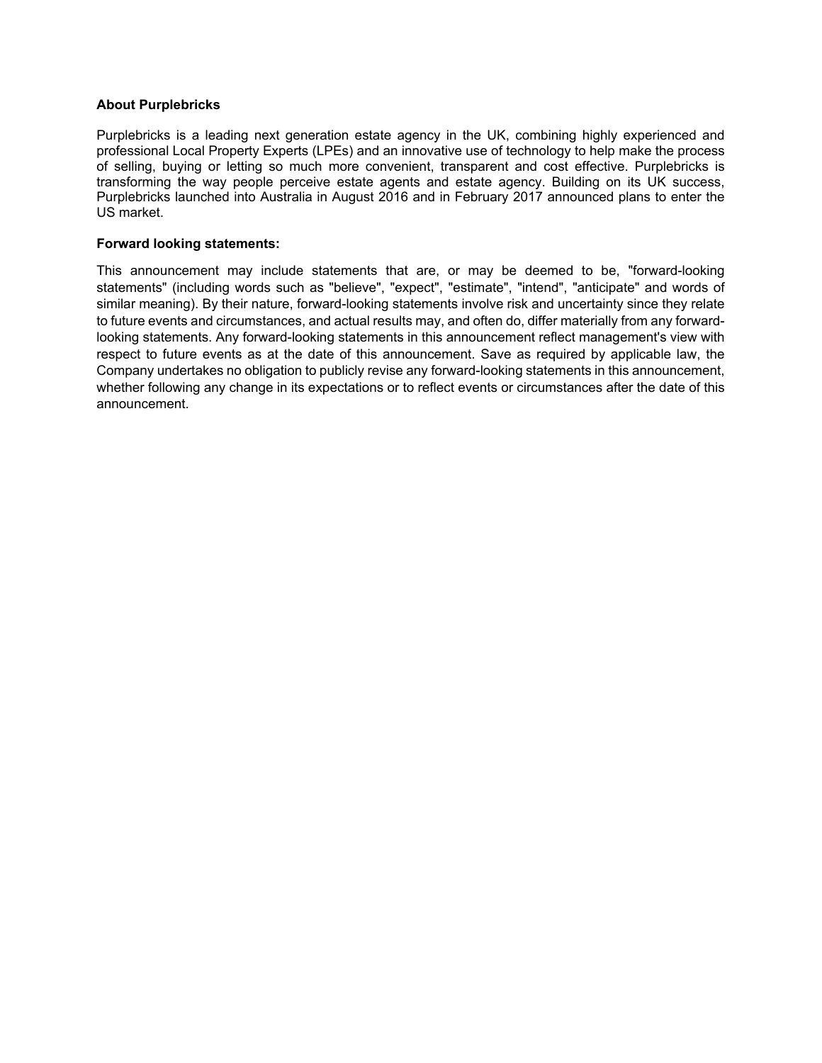**About Purplebricks**

Purplebricks is a leading next generation estate agency in the UK, combining highly experienced and professional Local Property Experts (LPEs) and an innovative use of technology to help make the process of selling, buying or letting so much more convenient, transparent and cost effective. Purplebricks is transforming the way people perceive estate agents and estate agency. Building on its UK success, Purplebricks launched into Australia in August 2016 and in February 2017 announced plans to enter the US market.

**Forward looking statements:**

This announcement may include statements that are, or may be deemed to be, "forward-looking statements" (including words such as "believe", "expect", "estimate", "intend", "anticipate" and words of similar meaning). By their nature, forward-looking statements involve risk and uncertainty since they relate to future events and circumstances, and actual results may, and often do, differ materially from any forward-looking statements. Any forward-looking statements in this announcement reflect management's view with respect to future events as at the date of this announcement. Save as required by applicable law, the Company undertakes no obligation to publicly revise any forward-looking statements in this announcement, whether following any change in its expectations or to reflect events or circumstances after the date of this announcement.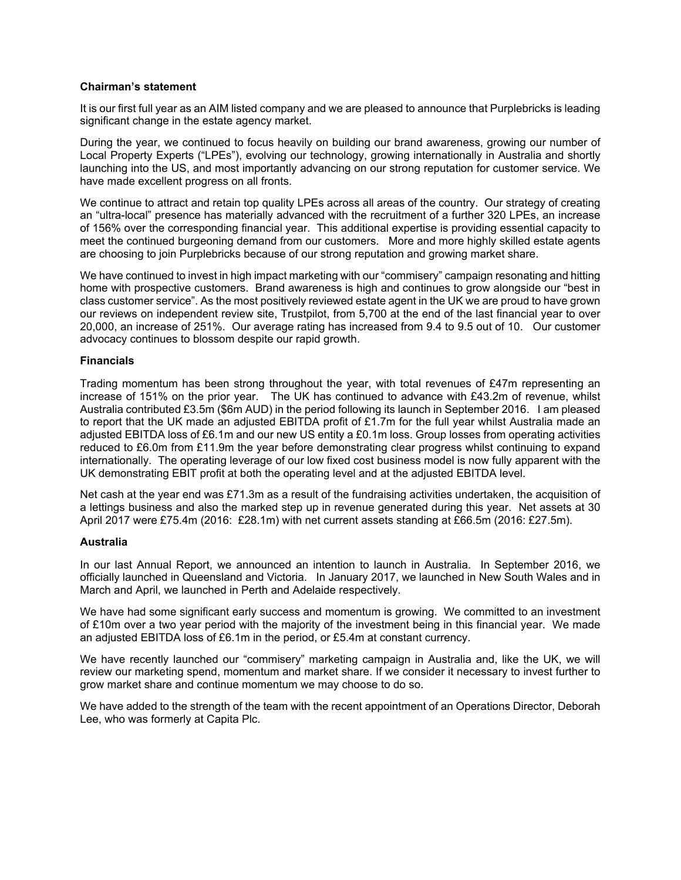**Chairman's statement**

It is our first full year as an AIM listed company and we are pleased to announce that Purplebricks is leading significant change in the estate agency market.

During the year, we continued to focus heavily on building our brand awareness, growing our number of Local Property Experts ("LPEs"), evolving our technology, growing internationally in Australia and shortly launching into the US, and most importantly advancing on our strong reputation for customer service. We have made excellent progress on all fronts.

We continue to attract and retain top quality LPEs across all areas of the country. Our strategy of creating an "ultra-local" presence has materially advanced with the recruitment of a further 320 LPEs, an increase of 156% over the corresponding financial year. This additional expertise is providing essential capacity to meet the continued burgeoning demand from our customers. More and more highly skilled estate agents are choosing to join Purplebricks because of our strong reputation and growing market share.

We have continued to invest in high impact marketing with our "commisery" campaign resonating and hitting home with prospective customers. Brand awareness is high and continues to grow alongside our "best in class customer service". As the most positively reviewed estate agent in the UK we are proud to have grown our reviews on independent review site, Trustpilot, from 5,700 at the end of the last financial year to over 20,000, an increase of 251%. Our average rating has increased from 9.4 to 9.5 out of 10. Our customer advocacy continues to blossom despite our rapid growth.

**Financials**

Trading momentum has been strong throughout the year, with total revenues of £47m representing an increase of 151% on the prior year. The UK has continued to advance with £43.2m of revenue, whilst Australia contributed £3.5m ($6m AUD) in the period following its launch in September 2016. I am pleased to report that the UK made an adjusted EBITDA profit of £1.7m for the full year whilst Australia made an adjusted EBITDA loss of £6.1m and our new US entity a £0.1m loss. Group losses from operating activities reduced to £6.0m from £11.9m the year before demonstrating clear progress whilst continuing to expand internationally. The operating leverage of our low fixed cost business model is now fully apparent with the UK demonstrating EBIT profit at both the operating level and at the adjusted EBITDA level.

Net cash at the year end was £71.3m as a result of the fundraising activities undertaken, the acquisition of a lettings business and also the marked step up in revenue generated during this year. Net assets at 30 April 2017 were £75.4m (2016: £28.1m) with net current assets standing at £66.5m (2016: £27.5m).

**Australia**

In our last Annual Report, we announced an intention to launch in Australia. In September 2016, we officially launched in Queensland and Victoria. In January 2017, we launched in New South Wales and in March and April, we launched in Perth and Adelaide respectively.

We have had some significant early success and momentum is growing. We committed to an investment of £10m over a two year period with the majority of the investment being in this financial year. We made an adjusted EBITDA loss of £6.1m in the period, or £5.4m at constant currency.

We have recently launched our "commisery" marketing campaign in Australia and, like the UK, we will review our marketing spend, momentum and market share. If we consider it necessary to invest further to grow market share and continue momentum we may choose to do so.

We have added to the strength of the team with the recent appointment of an Operations Director, Deborah Lee, who was formerly at Capita Plc.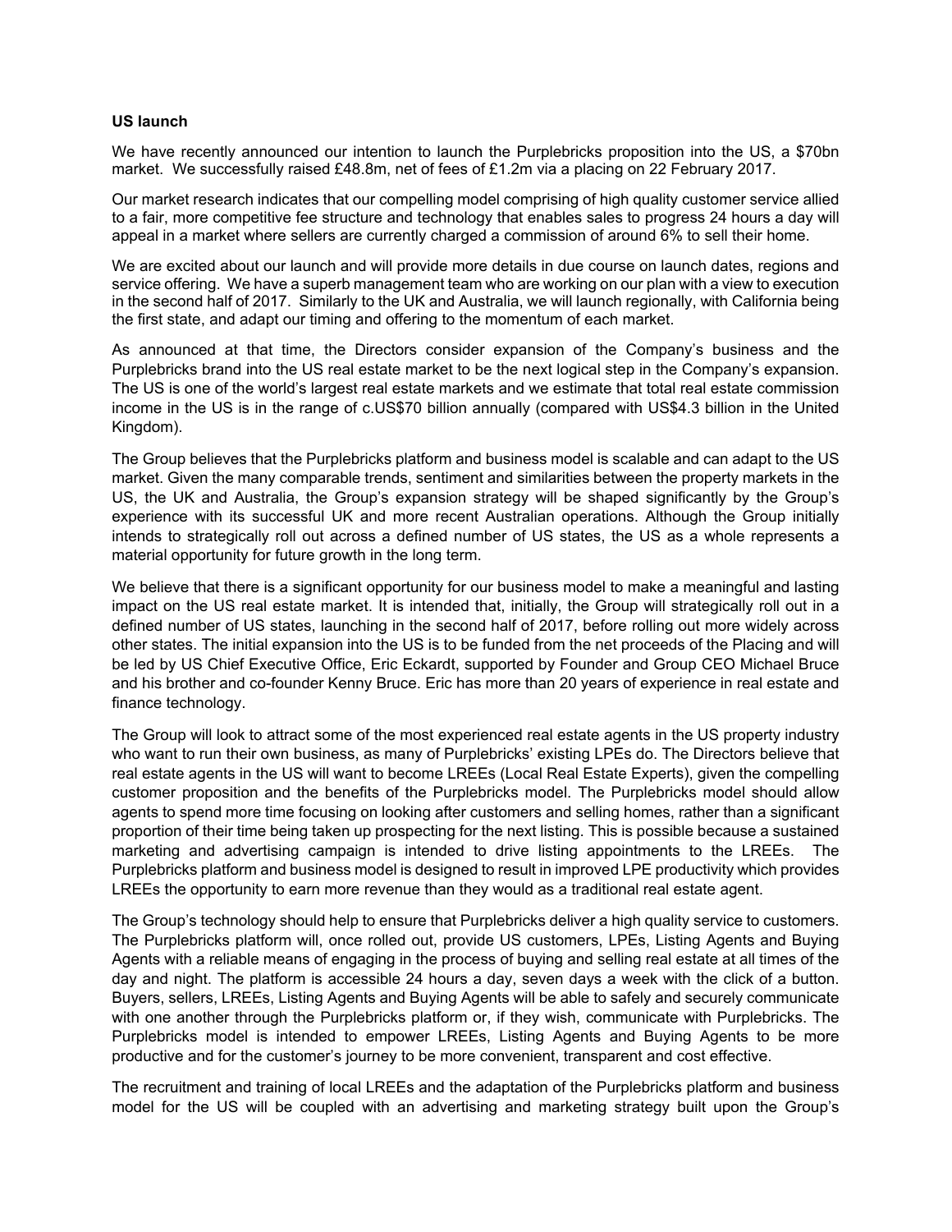**US launch**

We have recently announced our intention to launch the Purplebricks proposition into the US, a $70bn market. We successfully raised £48.8m, net of fees of £1.2m via a placing on 22 February 2017.

Our market research indicates that our compelling model comprising of high quality customer service allied to a fair, more competitive fee structure and technology that enables sales to progress 24 hours a day will appeal in a market where sellers are currently charged a commission of around 6% to sell their home.

We are excited about our launch and will provide more details in due course on launch dates, regions and service offering. We have a superb management team who are working on our plan with a view to execution in the second half of 2017. Similarly to the UK and Australia, we will launch regionally, with California being the first state, and adapt our timing and offering to the momentum of each market.

As announced at that time, the Directors consider expansion of the Company's business and the Purplebricks brand into the US real estate market to be the next logical step in the Company's expansion. The US is one of the world's largest real estate markets and we estimate that total real estate commission income in the US is in the range of c.US$70 billion annually (compared with US$4.3 billion in the United Kingdom).

The Group believes that the Purplebricks platform and business model is scalable and can adapt to the US market. Given the many comparable trends, sentiment and similarities between the property markets in the US, the UK and Australia, the Group's expansion strategy will be shaped significantly by the Group's experience with its successful UK and more recent Australian operations. Although the Group initially intends to strategically roll out across a defined number of US states, the US as a whole represents a material opportunity for future growth in the long term.

We believe that there is a significant opportunity for our business model to make a meaningful and lasting impact on the US real estate market. It is intended that, initially, the Group will strategically roll out in a defined number of US states, launching in the second half of 2017, before rolling out more widely across other states. The initial expansion into the US is to be funded from the net proceeds of the Placing and will be led by US Chief Executive Office, Eric Eckardt, supported by Founder and Group CEO Michael Bruce and his brother and co-founder Kenny Bruce. Eric has more than 20 years of experience in real estate and finance technology.

The Group will look to attract some of the most experienced real estate agents in the US property industry who want to run their own business, as many of Purplebricks' existing LPEs do. The Directors believe that real estate agents in the US will want to become LREEs (Local Real Estate Experts), given the compelling customer proposition and the benefits of the Purplebricks model. The Purplebricks model should allow agents to spend more time focusing on looking after customers and selling homes, rather than a significant proportion of their time being taken up prospecting for the next listing. This is possible because a sustained marketing and advertising campaign is intended to drive listing appointments to the LREEs. The Purplebricks platform and business model is designed to result in improved LPE productivity which provides LREEs the opportunity to earn more revenue than they would as a traditional real estate agent.

The Group's technology should help to ensure that Purplebricks deliver a high quality service to customers. The Purplebricks platform will, once rolled out, provide US customers, LPEs, Listing Agents and Buying Agents with a reliable means of engaging in the process of buying and selling real estate at all times of the day and night. The platform is accessible 24 hours a day, seven days a week with the click of a button. Buyers, sellers, LREEs, Listing Agents and Buying Agents will be able to safely and securely communicate with one another through the Purplebricks platform or, if they wish, communicate with Purplebricks. The Purplebricks model is intended to empower LREEs, Listing Agents and Buying Agents to be more productive and for the customer's journey to be more convenient, transparent and cost effective.

The recruitment and training of local LREEs and the adaptation of the Purplebricks platform and business model for the US will be coupled with an advertising and marketing strategy built upon the Group's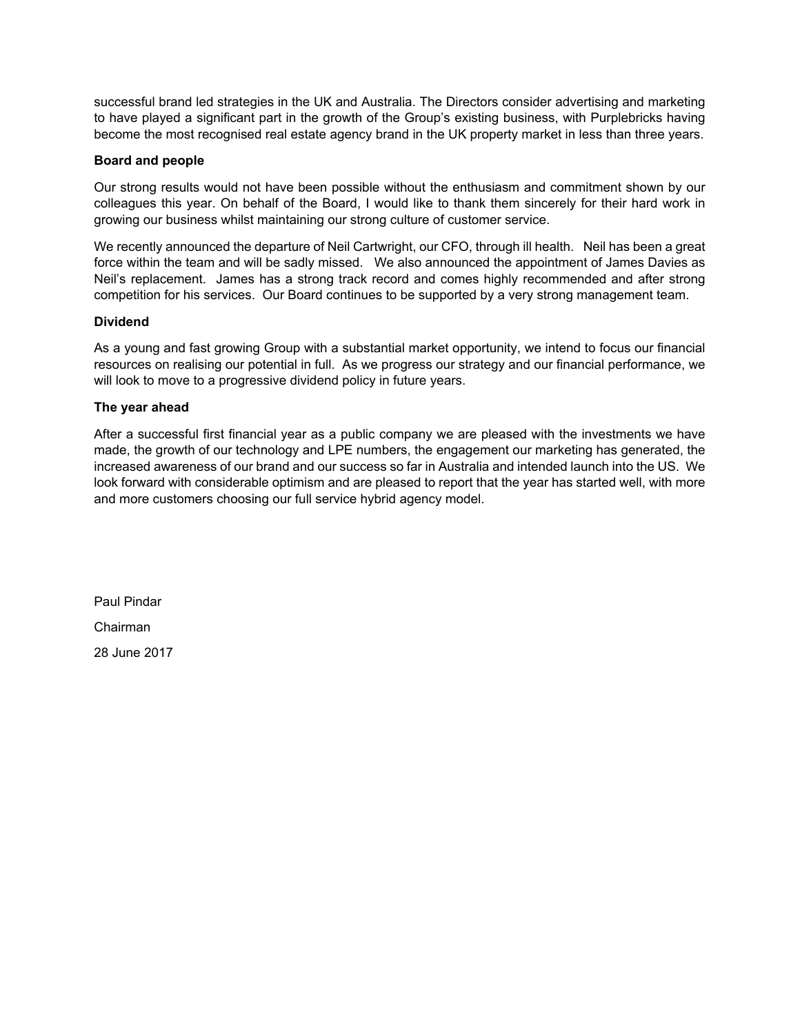successful brand led strategies in the UK and Australia. The Directors consider advertising and marketing to have played a significant part in the growth of the Group's existing business, with Purplebricks having become the most recognised real estate agency brand in the UK property market in less than three years.

**Board and people**

Our strong results would not have been possible without the enthusiasm and commitment shown by our colleagues this year. On behalf of the Board, I would like to thank them sincerely for their hard work in growing our business whilst maintaining our strong culture of customer service.

We recently announced the departure of Neil Cartwright, our CFO, through ill health. Neil has been a great force within the team and will be sadly missed. We also announced the appointment of James Davies as Neil's replacement. James has a strong track record and comes highly recommended and after strong competition for his services. Our Board continues to be supported by a very strong management team.

**Dividend**

As a young and fast growing Group with a substantial market opportunity, we intend to focus our financial resources on realising our potential in full. As we progress our strategy and our financial performance, we will look to move to a progressive dividend policy in future years.

**The year ahead**

After a successful first financial year as a public company we are pleased with the investments we have made, the growth of our technology and LPE numbers, the engagement our marketing has generated, the increased awareness of our brand and our success so far in Australia and intended launch into the US. We look forward with considerable optimism and are pleased to report that the year has started well, with more and more customers choosing our full service hybrid agency model.

Paul Pindar

Chairman

28 June 2017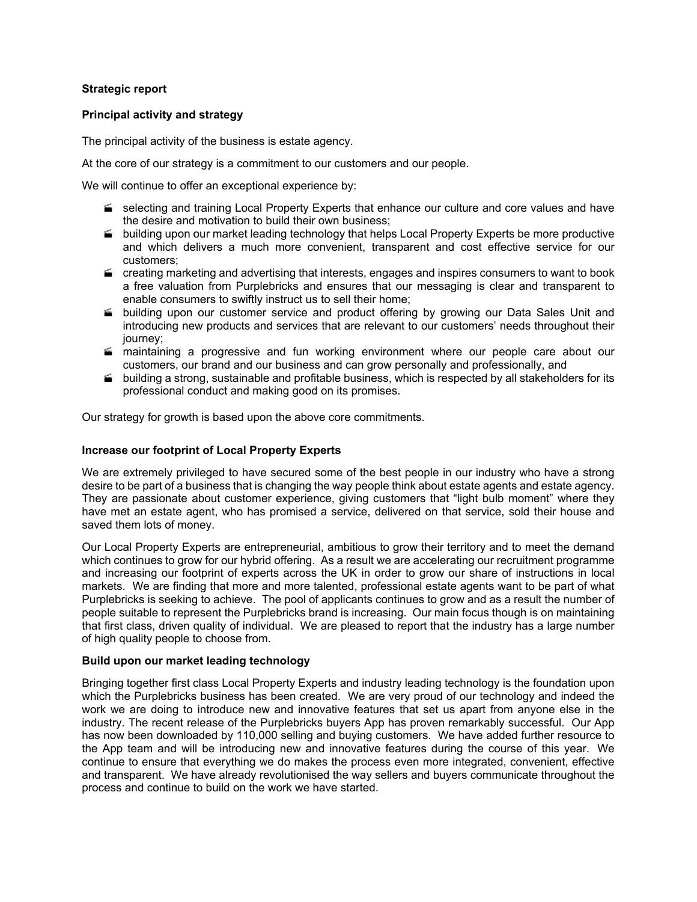**Strategic report**

**Principal activity and strategy**

The principal activity of the business is estate agency.

At the core of our strategy is a commitment to our customers and our people.

We will continue to offer an exceptional experience by:

- selecting and training Local Property Experts that enhance our culture and core values and have the desire and motivation to build their own business;
- building upon our market leading technology that helps Local Property Experts be more productive and which delivers a much more convenient, transparent and cost effective service for our customers;
- creating marketing and advertising that interests, engages and inspires consumers to want to book a free valuation from Purplebricks and ensures that our messaging is clear and transparent to enable consumers to swiftly instruct us to sell their home;
- building upon our customer service and product offering by growing our Data Sales Unit and introducing new products and services that are relevant to our customers' needs throughout their journey;
- maintaining a progressive and fun working environment where our people care about our customers, our brand and our business and can grow personally and professionally, and
- building a strong, sustainable and profitable business, which is respected by all stakeholders for its professional conduct and making good on its promises.

Our strategy for growth is based upon the above core commitments.

**Increase our footprint of Local Property Experts**

We are extremely privileged to have secured some of the best people in our industry who have a strong desire to be part of a business that is changing the way people think about estate agents and estate agency. They are passionate about customer experience, giving customers that "light bulb moment" where they have met an estate agent, who has promised a service, delivered on that service, sold their house and saved them lots of money.

Our Local Property Experts are entrepreneurial, ambitious to grow their territory and to meet the demand which continues to grow for our hybrid offering. As a result we are accelerating our recruitment programme and increasing our footprint of experts across the UK in order to grow our share of instructions in local markets. We are finding that more and more talented, professional estate agents want to be part of what Purplebricks is seeking to achieve. The pool of applicants continues to grow and as a result the number of people suitable to represent the Purplebricks brand is increasing. Our main focus though is on maintaining that first class, driven quality of individual. We are pleased to report that the industry has a large number of high quality people to choose from.

**Build upon our market leading technology**

Bringing together first class Local Property Experts and industry leading technology is the foundation upon which the Purplebricks business has been created. We are very proud of our technology and indeed the work we are doing to introduce new and innovative features that set us apart from anyone else in the industry. The recent release of the Purplebricks buyers App has proven remarkably successful. Our App has now been downloaded by 110,000 selling and buying customers. We have added further resource to the App team and will be introducing new and innovative features during the course of this year. We continue to ensure that everything we do makes the process even more integrated, convenient, effective and transparent. We have already revolutionised the way sellers and buyers communicate throughout the process and continue to build on the work we have started.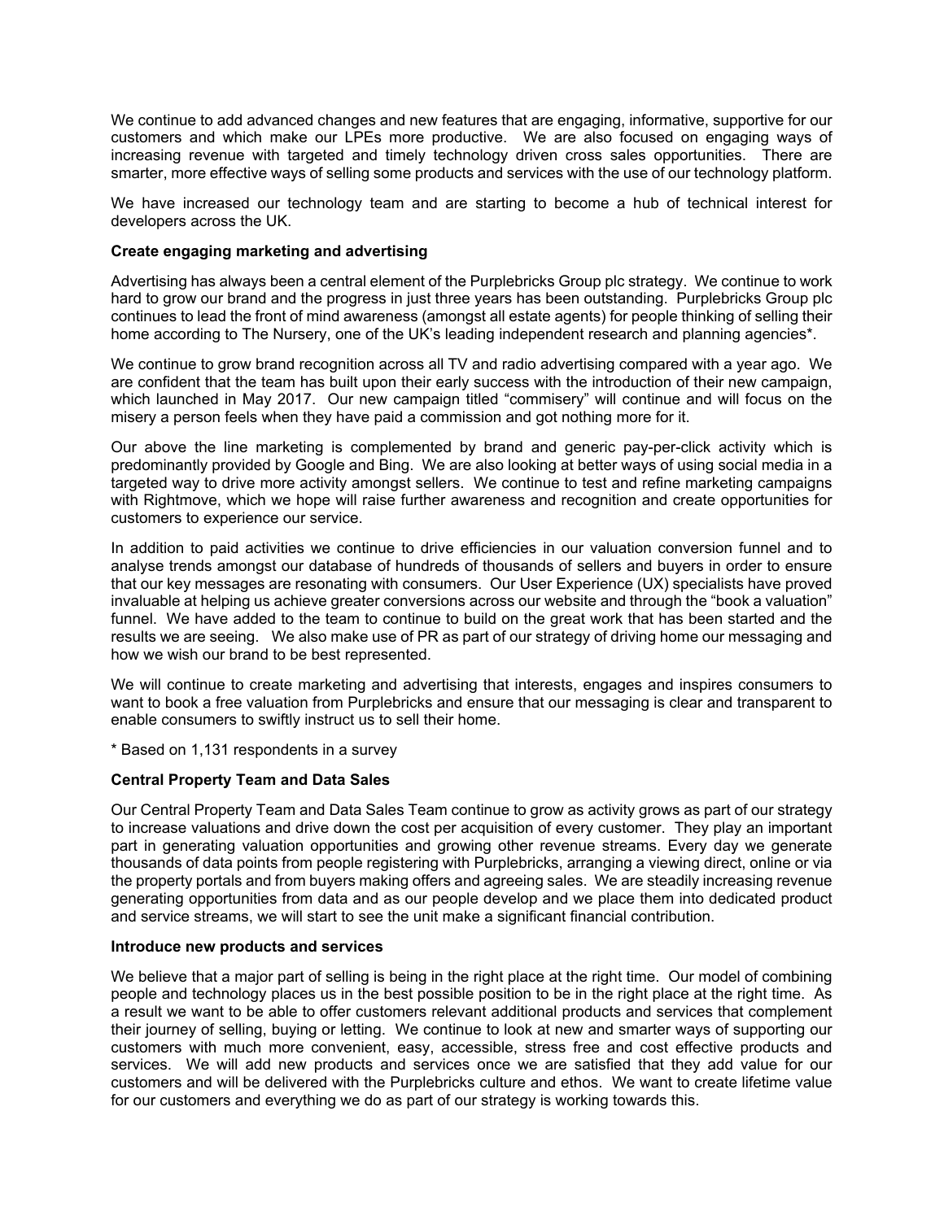We continue to add advanced changes and new features that are engaging, informative, supportive for our customers and which make our LPEs more productive. We are also focused on engaging ways of increasing revenue with targeted and timely technology driven cross sales opportunities. There are smarter, more effective ways of selling some products and services with the use of our technology platform.

We have increased our technology team and are starting to become a hub of technical interest for developers across the UK.

**Create engaging marketing and advertising**

Advertising has always been a central element of the Purplebricks Group plc strategy. We continue to work hard to grow our brand and the progress in just three years has been outstanding. Purplebricks Group plc continues to lead the front of mind awareness (amongst all estate agents) for people thinking of selling their home according to The Nursery, one of the UK's leading independent research and planning agencies*.

We continue to grow brand recognition across all TV and radio advertising compared with a year ago. We are confident that the team has built upon their early success with the introduction of their new campaign, which launched in May 2017. Our new campaign titled "commisery" will continue and will focus on the misery a person feels when they have paid a commission and got nothing more for it.

Our above the line marketing is complemented by brand and generic pay-per-click activity which is predominantly provided by Google and Bing. We are also looking at better ways of using social media in a targeted way to drive more activity amongst sellers. We continue to test and refine marketing campaigns with Rightmove, which we hope will raise further awareness and recognition and create opportunities for customers to experience our service.

In addition to paid activities we continue to drive efficiencies in our valuation conversion funnel and to analyse trends amongst our database of hundreds of thousands of sellers and buyers in order to ensure that our key messages are resonating with consumers. Our User Experience (UX) specialists have proved invaluable at helping us achieve greater conversions across our website and through the "book a valuation" funnel. We have added to the team to continue to build on the great work that has been started and the results we are seeing. We also make use of PR as part of our strategy of driving home our messaging and how we wish our brand to be best represented.

We will continue to create marketing and advertising that interests, engages and inspires consumers to want to book a free valuation from Purplebricks and ensure that our messaging is clear and transparent to enable consumers to swiftly instruct us to sell their home.

* Based on 1,131 respondents in a survey

**Central Property Team and Data Sales**

Our Central Property Team and Data Sales Team continue to grow as activity grows as part of our strategy to increase valuations and drive down the cost per acquisition of every customer. They play an important part in generating valuation opportunities and growing other revenue streams. Every day we generate thousands of data points from people registering with Purplebricks, arranging a viewing direct, online or via the property portals and from buyers making offers and agreeing sales. We are steadily increasing revenue generating opportunities from data and as our people develop and we place them into dedicated product and service streams, we will start to see the unit make a significant financial contribution.

**Introduce new products and services**

We believe that a major part of selling is being in the right place at the right time. Our model of combining people and technology places us in the best possible position to be in the right place at the right time. As a result we want to be able to offer customers relevant additional products and services that complement their journey of selling, buying or letting. We continue to look at new and smarter ways of supporting our customers with much more convenient, easy, accessible, stress free and cost effective products and services. We will add new products and services once we are satisfied that they add value for our customers and will be delivered with the Purplebricks culture and ethos. We want to create lifetime value for our customers and everything we do as part of our strategy is working towards this.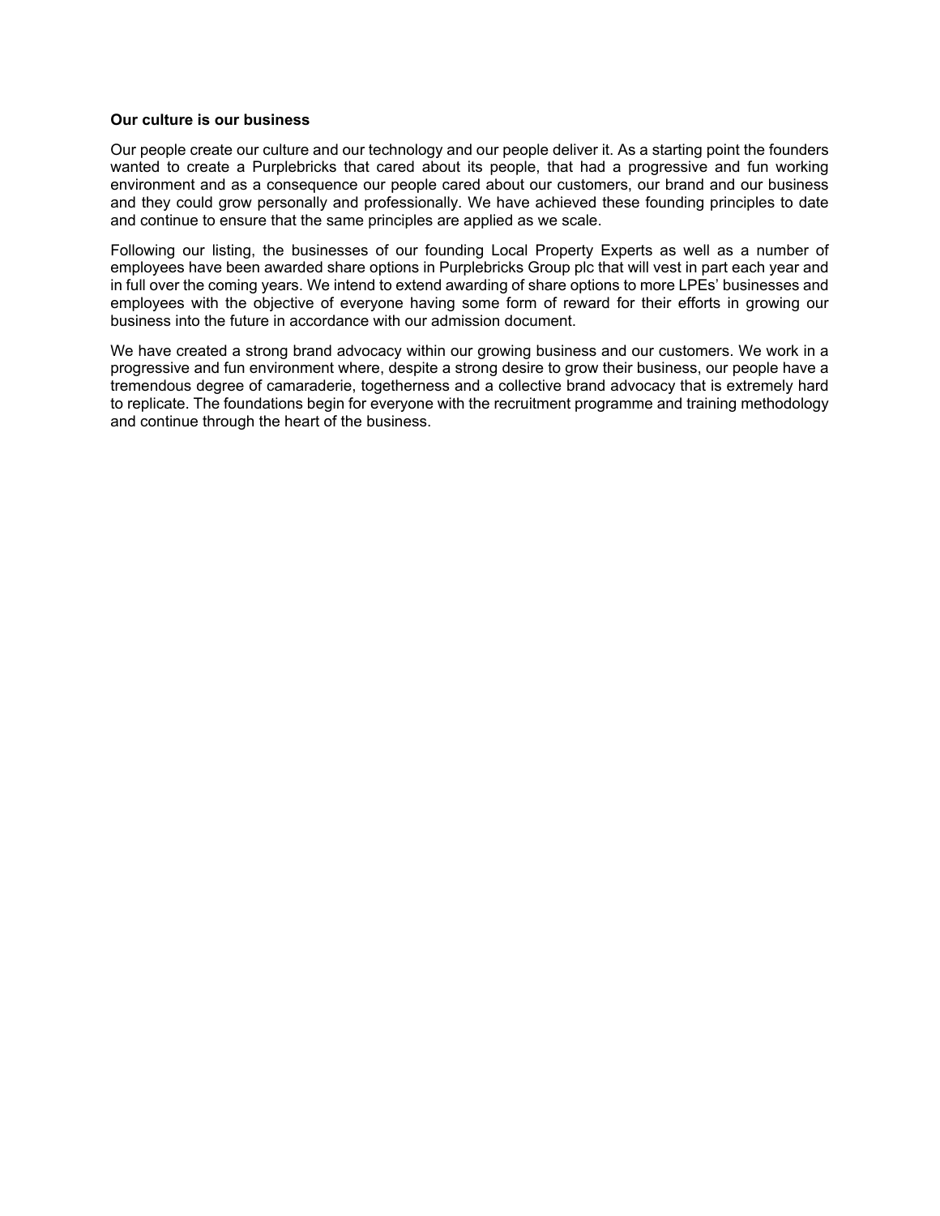**Our culture is our business**

Our people create our culture and our technology and our people deliver it. As a starting point the founders wanted to create a Purplebricks that cared about its people, that had a progressive and fun working environment and as a consequence our people cared about our customers, our brand and our business and they could grow personally and professionally. We have achieved these founding principles to date and continue to ensure that the same principles are applied as we scale.

Following our listing, the businesses of our founding Local Property Experts as well as a number of employees have been awarded share options in Purplebricks Group plc that will vest in part each year and in full over the coming years. We intend to extend awarding of share options to more LPEs' businesses and employees with the objective of everyone having some form of reward for their efforts in growing our business into the future in accordance with our admission document.

We have created a strong brand advocacy within our growing business and our customers. We work in a progressive and fun environment where, despite a strong desire to grow their business, our people have a tremendous degree of camaraderie, togetherness and a collective brand advocacy that is extremely hard to replicate. The foundations begin for everyone with the recruitment programme and training methodology and continue through the heart of the business.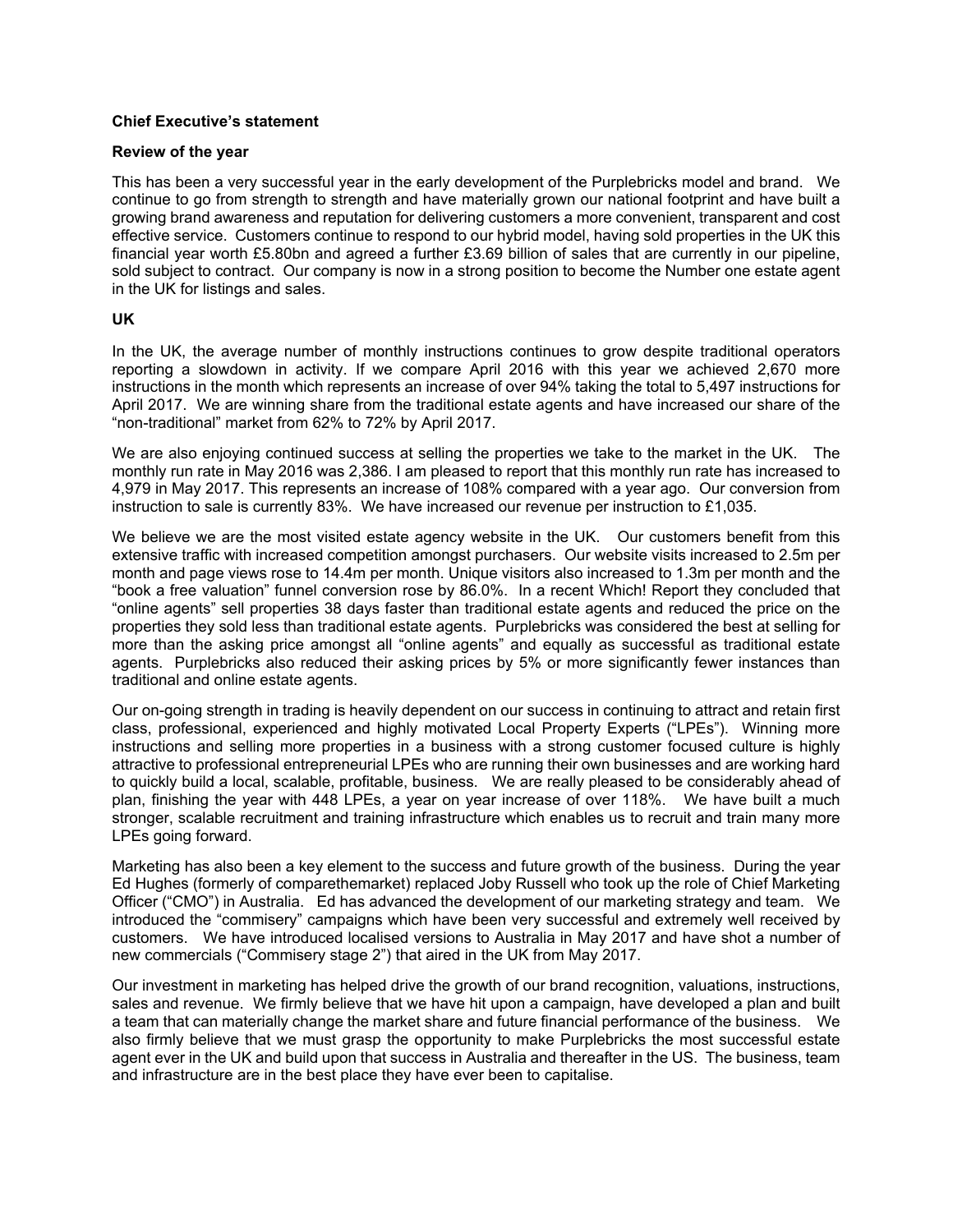**Chief Executive's statement**

**Review of the year**

This has been a very successful year in the early development of the Purplebricks model and brand. We continue to go from strength to strength and have materially grown our national footprint and have built a growing brand awareness and reputation for delivering customers a more convenient, transparent and cost effective service. Customers continue to respond to our hybrid model, having sold properties in the UK this financial year worth £5.80bn and agreed a further £3.69 billion of sales that are currently in our pipeline, sold subject to contract. Our company is now in a strong position to become the Number one estate agent in the UK for listings and sales.

**UK**

In the UK, the average number of monthly instructions continues to grow despite traditional operators reporting a slowdown in activity. If we compare April 2016 with this year we achieved 2,670 more instructions in the month which represents an increase of over 94% taking the total to 5,497 instructions for April 2017. We are winning share from the traditional estate agents and have increased our share of the "non-traditional" market from 62% to 72% by April 2017.

We are also enjoying continued success at selling the properties we take to the market in the UK. The monthly run rate in May 2016 was 2,386. I am pleased to report that this monthly run rate has increased to 4,979 in May 2017. This represents an increase of 108% compared with a year ago. Our conversion from instruction to sale is currently 83%. We have increased our revenue per instruction to £1,035.

We believe we are the most visited estate agency website in the UK. Our customers benefit from this extensive traffic with increased competition amongst purchasers. Our website visits increased to 2.5m per month and page views rose to 14.4m per month. Unique visitors also increased to 1.3m per month and the "book a free valuation" funnel conversion rose by 86.0%. In a recent Which! Report they concluded that "online agents" sell properties 38 days faster than traditional estate agents and reduced the price on the properties they sold less than traditional estate agents. Purplebricks was considered the best at selling for more than the asking price amongst all "online agents" and equally as successful as traditional estate agents. Purplebricks also reduced their asking prices by 5% or more significantly fewer instances than traditional and online estate agents.

Our on-going strength in trading is heavily dependent on our success in continuing to attract and retain first class, professional, experienced and highly motivated Local Property Experts ("LPEs"). Winning more instructions and selling more properties in a business with a strong customer focused culture is highly attractive to professional entrepreneurial LPEs who are running their own businesses and are working hard to quickly build a local, scalable, profitable, business. We are really pleased to be considerably ahead of plan, finishing the year with 448 LPEs, a year on year increase of over 118%. We have built a much stronger, scalable recruitment and training infrastructure which enables us to recruit and train many more LPEs going forward.

Marketing has also been a key element to the success and future growth of the business. During the year Ed Hughes (formerly of comparethemarket) replaced Joby Russell who took up the role of Chief Marketing Officer ("CMO") in Australia. Ed has advanced the development of our marketing strategy and team. We introduced the "commisery" campaigns which have been very successful and extremely well received by customers. We have introduced localised versions to Australia in May 2017 and have shot a number of new commercials ("Commisery stage 2") that aired in the UK from May 2017.

Our investment in marketing has helped drive the growth of our brand recognition, valuations, instructions, sales and revenue. We firmly believe that we have hit upon a campaign, have developed a plan and built a team that can materially change the market share and future financial performance of the business. We also firmly believe that we must grasp the opportunity to make Purplebricks the most successful estate agent ever in the UK and build upon that success in Australia and thereafter in the US. The business, team and infrastructure are in the best place they have ever been to capitalise.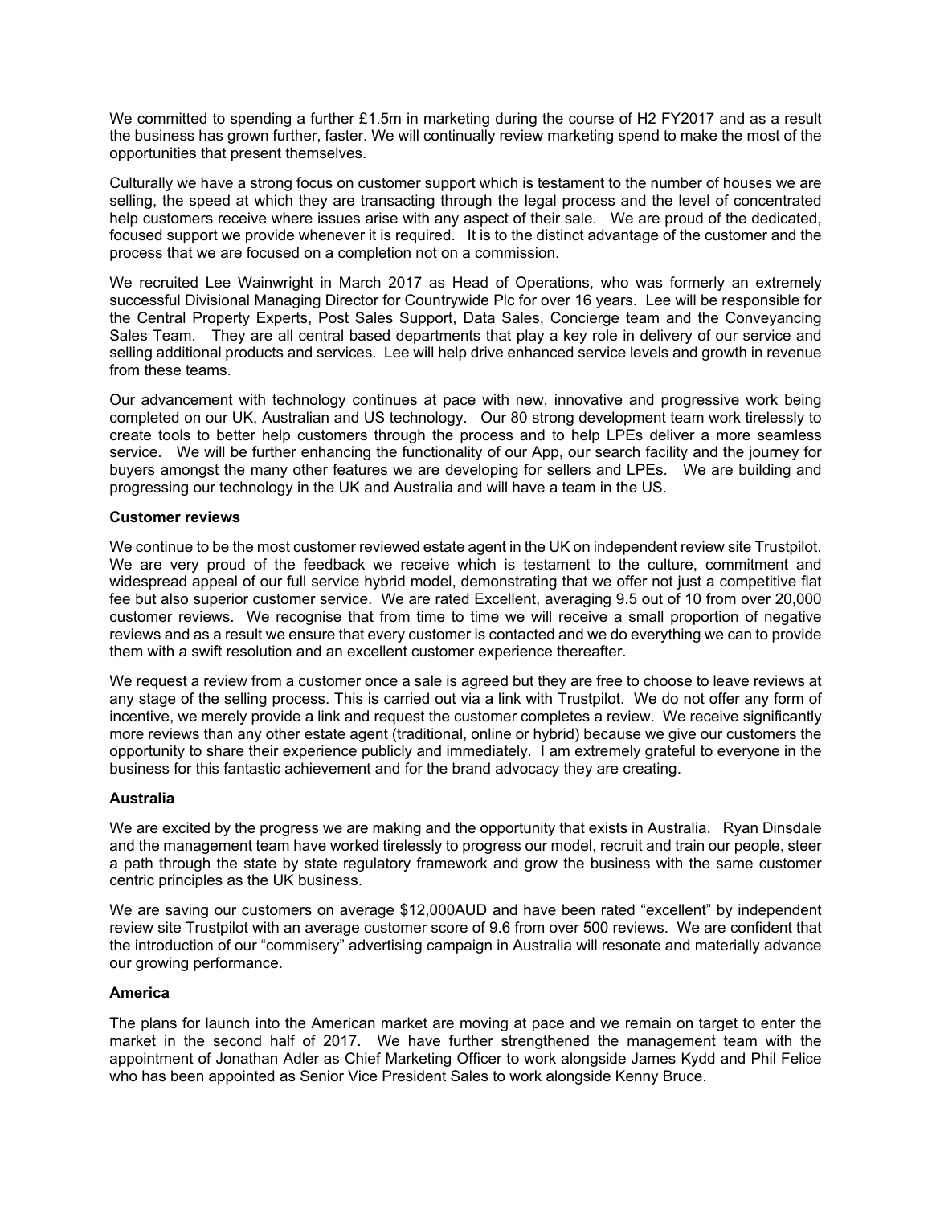We committed to spending a further £1.5m in marketing during the course of H2 FY2017 and as a result the business has grown further, faster. We will continually review marketing spend to make the most of the opportunities that present themselves.

Culturally we have a strong focus on customer support which is testament to the number of houses we are selling, the speed at which they are transacting through the legal process and the level of concentrated help customers receive where issues arise with any aspect of their sale. We are proud of the dedicated, focused support we provide whenever it is required. It is to the distinct advantage of the customer and the process that we are focused on a completion not on a commission.

We recruited Lee Wainwright in March 2017 as Head of Operations, who was formerly an extremely successful Divisional Managing Director for Countrywide Plc for over 16 years. Lee will be responsible for the Central Property Experts, Post Sales Support, Data Sales, Concierge team and the Conveyancing Sales Team. They are all central based departments that play a key role in delivery of our service and selling additional products and services. Lee will help drive enhanced service levels and growth in revenue from these teams.

Our advancement with technology continues at pace with new, innovative and progressive work being completed on our UK, Australian and US technology. Our 80 strong development team work tirelessly to create tools to better help customers through the process and to help LPEs deliver a more seamless service. We will be further enhancing the functionality of our App, our search facility and the journey for buyers amongst the many other features we are developing for sellers and LPEs. We are building and progressing our technology in the UK and Australia and will have a team in the US.

**Customer reviews**

We continue to be the most customer reviewed estate agent in the UK on independent review site Trustpilot. We are very proud of the feedback we receive which is testament to the culture, commitment and widespread appeal of our full service hybrid model, demonstrating that we offer not just a competitive flat fee but also superior customer service. We are rated Excellent, averaging 9.5 out of 10 from over 20,000 customer reviews. We recognise that from time to time we will receive a small proportion of negative reviews and as a result we ensure that every customer is contacted and we do everything we can to provide them with a swift resolution and an excellent customer experience thereafter.

We request a review from a customer once a sale is agreed but they are free to choose to leave reviews at any stage of the selling process. This is carried out via a link with Trustpilot. We do not offer any form of incentive, we merely provide a link and request the customer completes a review. We receive significantly more reviews than any other estate agent (traditional, online or hybrid) because we give our customers the opportunity to share their experience publicly and immediately. I am extremely grateful to everyone in the business for this fantastic achievement and for the brand advocacy they are creating.

**Australia**

We are excited by the progress we are making and the opportunity that exists in Australia. Ryan Dinsdale and the management team have worked tirelessly to progress our model, recruit and train our people, steer a path through the state by state regulatory framework and grow the business with the same customer centric principles as the UK business.

We are saving our customers on average $12,000AUD and have been rated "excellent" by independent review site Trustpilot with an average customer score of 9.6 from over 500 reviews. We are confident that the introduction of our "commisery" advertising campaign in Australia will resonate and materially advance our growing performance.

**America**

The plans for launch into the American market are moving at pace and we remain on target to enter the market in the second half of 2017. We have further strengthened the management team with the appointment of Jonathan Adler as Chief Marketing Officer to work alongside James Kydd and Phil Felice who has been appointed as Senior Vice President Sales to work alongside Kenny Bruce.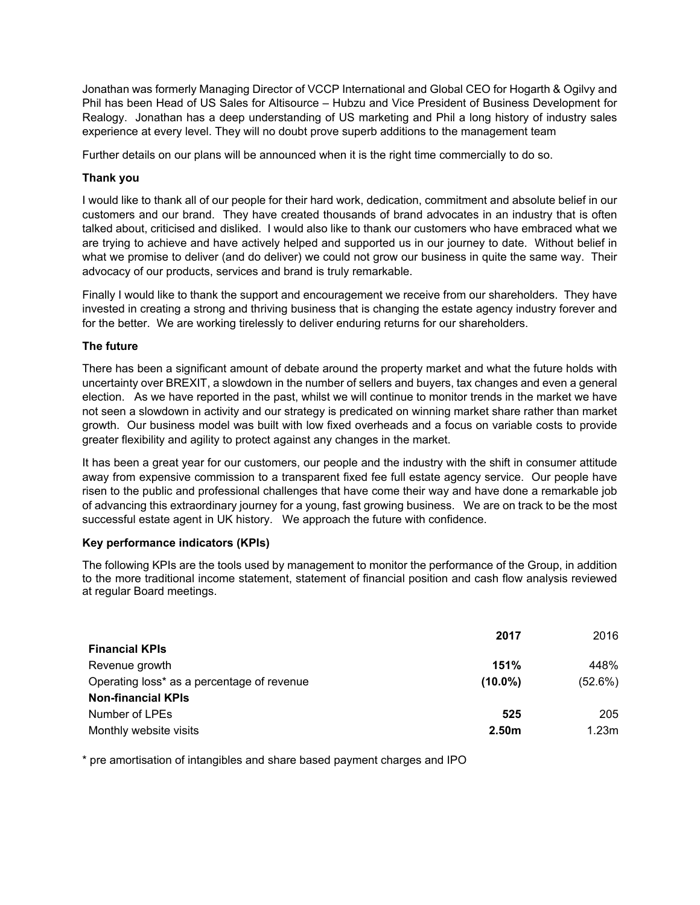Jonathan was formerly Managing Director of VCCP International and Global CEO for Hogarth & Ogilvy and Phil has been Head of US Sales for Altisource – Hubzu and Vice President of Business Development for Realogy. Jonathan has a deep understanding of US marketing and Phil a long history of industry sales experience at every level. They will no doubt prove superb additions to the management team

Further details on our plans will be announced when it is the right time commercially to do so.

**Thank you**

I would like to thank all of our people for their hard work, dedication, commitment and absolute belief in our customers and our brand. They have created thousands of brand advocates in an industry that is often talked about, criticised and disliked. I would also like to thank our customers who have embraced what we are trying to achieve and have actively helped and supported us in our journey to date. Without belief in what we promise to deliver (and do deliver) we could not grow our business in quite the same way. Their advocacy of our products, services and brand is truly remarkable.

Finally I would like to thank the support and encouragement we receive from our shareholders. They have invested in creating a strong and thriving business that is changing the estate agency industry forever and for the better. We are working tirelessly to deliver enduring returns for our shareholders.

**The future**

There has been a significant amount of debate around the property market and what the future holds with uncertainty over BREXIT, a slowdown in the number of sellers and buyers, tax changes and even a general election. As we have reported in the past, whilst we will continue to monitor trends in the market we have not seen a slowdown in activity and our strategy is predicated on winning market share rather than market growth. Our business model was built with low fixed overheads and a focus on variable costs to provide greater flexibility and agility to protect against any changes in the market.

It has been a great year for our customers, our people and the industry with the shift in consumer attitude away from expensive commission to a transparent fixed fee full estate agency service. Our people have risen to the public and professional challenges that have come their way and have done a remarkable job of advancing this extraordinary journey for a young, fast growing business. We are on track to be the most successful estate agent in UK history. We approach the future with confidence.

**Key performance indicators (KPIs)**

The following KPIs are the tools used by management to monitor the performance of the Group, in addition to the more traditional income statement, statement of financial position and cash flow analysis reviewed at regular Board meetings.

| | **2017** | 2016 |
|---|---|---|
| **Financial KPIs** | | |
| Revenue growth | **151%** | 448% |
| Operating loss* as a percentage of revenue | **(10.0%)** | (52.6%) |
| **Non-financial KPIs** | | |
| Number of LPEs | **525** | 205 |
| Monthly website visits | **2.50m** | 1.23m |

* pre amortisation of intangibles and share based payment charges and IPO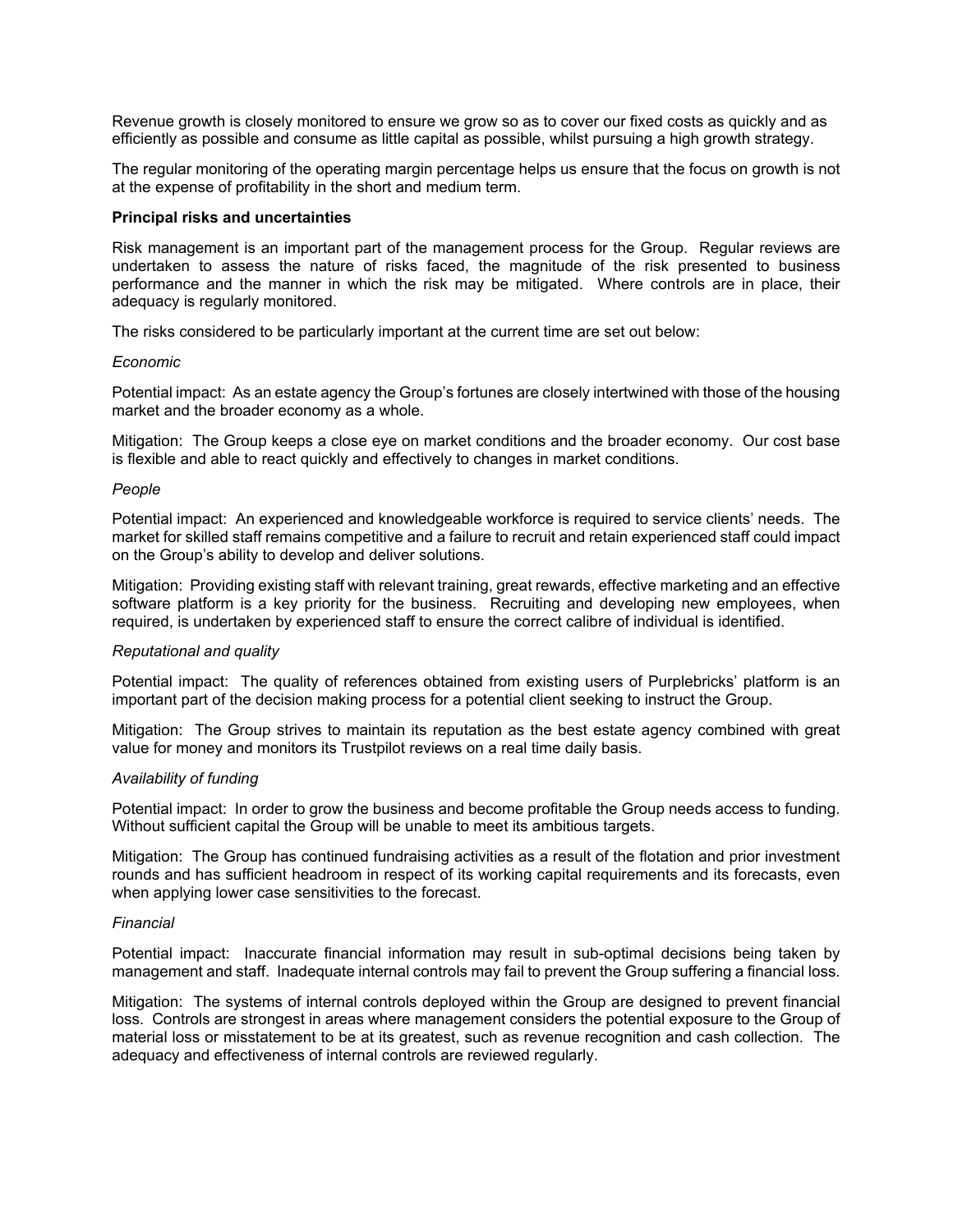Revenue growth is closely monitored to ensure we grow so as to cover our fixed costs as quickly and as efficiently as possible and consume as little capital as possible, whilst pursuing a high growth strategy.

The regular monitoring of the operating margin percentage helps us ensure that the focus on growth is not at the expense of profitability in the short and medium term.

**Principal risks and uncertainties**

Risk management is an important part of the management process for the Group. Regular reviews are undertaken to assess the nature of risks faced, the magnitude of the risk presented to business performance and the manner in which the risk may be mitigated. Where controls are in place, their adequacy is regularly monitored.

The risks considered to be particularly important at the current time are set out below:

*Economic*

Potential impact: As an estate agency the Group's fortunes are closely intertwined with those of the housing market and the broader economy as a whole.

Mitigation: The Group keeps a close eye on market conditions and the broader economy. Our cost base is flexible and able to react quickly and effectively to changes in market conditions.

*People*

Potential impact: An experienced and knowledgeable workforce is required to service clients' needs. The market for skilled staff remains competitive and a failure to recruit and retain experienced staff could impact on the Group's ability to develop and deliver solutions.

Mitigation: Providing existing staff with relevant training, great rewards, effective marketing and an effective software platform is a key priority for the business. Recruiting and developing new employees, when required, is undertaken by experienced staff to ensure the correct calibre of individual is identified.

*Reputational and quality*

Potential impact: The quality of references obtained from existing users of Purplebricks' platform is an important part of the decision making process for a potential client seeking to instruct the Group.

Mitigation: The Group strives to maintain its reputation as the best estate agency combined with great value for money and monitors its Trustpilot reviews on a real time daily basis.

*Availability of funding*

Potential impact: In order to grow the business and become profitable the Group needs access to funding. Without sufficient capital the Group will be unable to meet its ambitious targets.

Mitigation: The Group has continued fundraising activities as a result of the flotation and prior investment rounds and has sufficient headroom in respect of its working capital requirements and its forecasts, even when applying lower case sensitivities to the forecast.

*Financial*

Potential impact: Inaccurate financial information may result in sub-optimal decisions being taken by management and staff. Inadequate internal controls may fail to prevent the Group suffering a financial loss.

Mitigation: The systems of internal controls deployed within the Group are designed to prevent financial loss. Controls are strongest in areas where management considers the potential exposure to the Group of material loss or misstatement to be at its greatest, such as revenue recognition and cash collection. The adequacy and effectiveness of internal controls are reviewed regularly.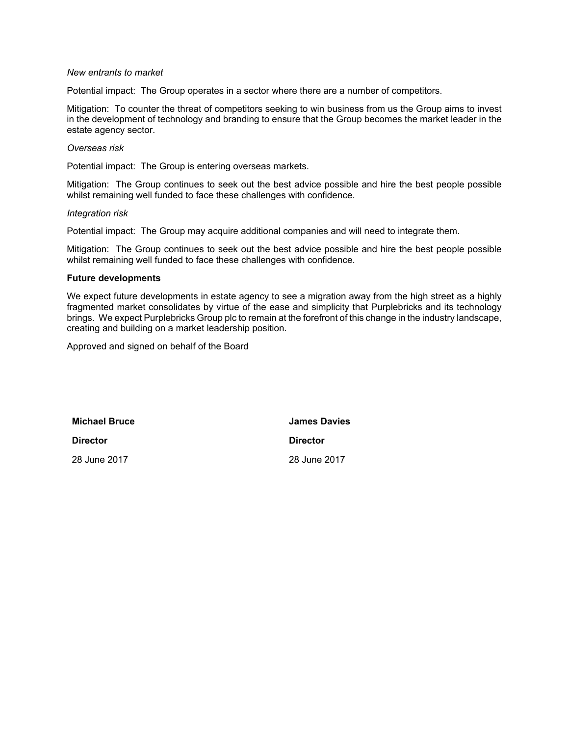*New entrants to market*

Potential impact: The Group operates in a sector where there are a number of competitors.

Mitigation: To counter the threat of competitors seeking to win business from us the Group aims to invest in the development of technology and branding to ensure that the Group becomes the market leader in the estate agency sector.

*Overseas risk*

Potential impact: The Group is entering overseas markets.

Mitigation: The Group continues to seek out the best advice possible and hire the best people possible whilst remaining well funded to face these challenges with confidence.

*Integration risk*

Potential impact: The Group may acquire additional companies and will need to integrate them.

Mitigation: The Group continues to seek out the best advice possible and hire the best people possible whilst remaining well funded to face these challenges with confidence.

**Future developments**

We expect future developments in estate agency to see a migration away from the high street as a highly fragmented market consolidates by virtue of the ease and simplicity that Purplebricks and its technology brings. We expect Purplebricks Group plc to remain at the forefront of this change in the industry landscape, creating and building on a market leadership position.

Approved and signed on behalf of the Board

**Michael Bruce**

**Director**

28 June 2017

**James Davies**

**Director**

28 June 2017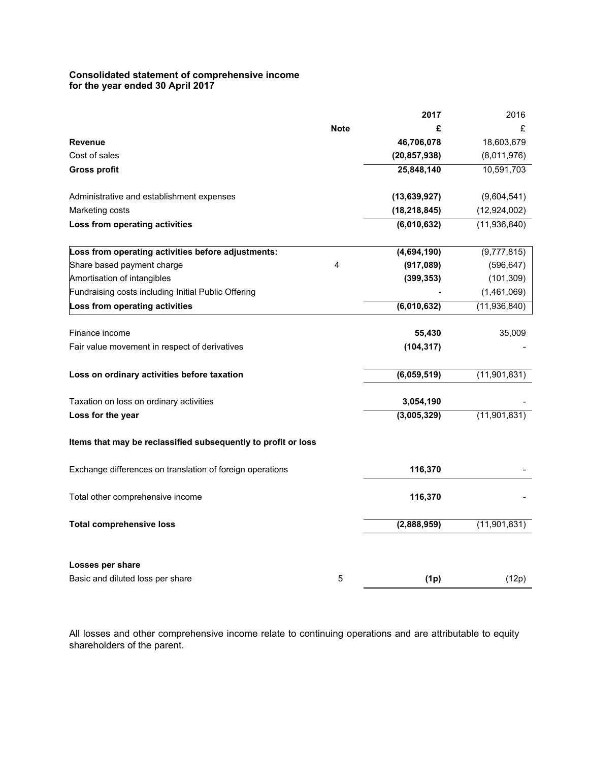## Consolidated statement of comprehensive income
## for the year ended 30 April 2017

| | Note | 2017 | 2016 |
|---|---|---|---|
| | | £ | £ |
| **Revenue** | | **46,706,078** | 18,603,679 |
| Cost of sales | | **(20,857,938)** | (8,011,976) |
| **Gross profit** | | **25,848,140** | 10,591,703 |
| | | | |
| Administrative and establishment expenses | | **(13,639,927)** | (9,604,541) |
| Marketing costs | | **(18,218,845)** | (12,924,002) |
| **Loss from operating activities** | | **(6,010,632)** | (11,936,840) |
| | | | |
| **Loss from operating activities before adjustments:** | | **(4,694,190)** | (9,777,815) |
| Share based payment charge | 4 | **(917,089)** | (596,647) |
| Amortisation of intangibles | | **(399,353)** | (101,309) |
| Fundraising costs including Initial Public Offering | | **-** | (1,461,069) |
| **Loss from operating activities** | | **(6,010,632)** | (11,936,840) |
| | | | |
| Finance income | | **55,430** | 35,009 |
| Fair value movement in respect of derivatives | | **(104,317)** | - |
| | | | |
| **Loss on ordinary activities before taxation** | | **(6,059,519)** | (11,901,831) |
| | | | |
| Taxation on loss on ordinary activities | | **3,054,190** | - |
| **Loss for the year** | | **(3,005,329)** | (11,901,831) |
| | | | |
| **Items that may be reclassified subsequently to profit or loss** | | | |
| | | | |
| Exchange differences on translation of foreign operations | | **116,370** | - |
| | | | |
| Total other comprehensive income | | **116,370** | - |
| | | | |
| **Total comprehensive loss** | | **(2,888,959)** | (11,901,831) |
| | | | |
| **Losses per share** | | | |
| Basic and diluted loss per share | 5 | **(1p)** | (12p) |

All losses and other comprehensive income relate to continuing operations and are attributable to equity shareholders of the parent.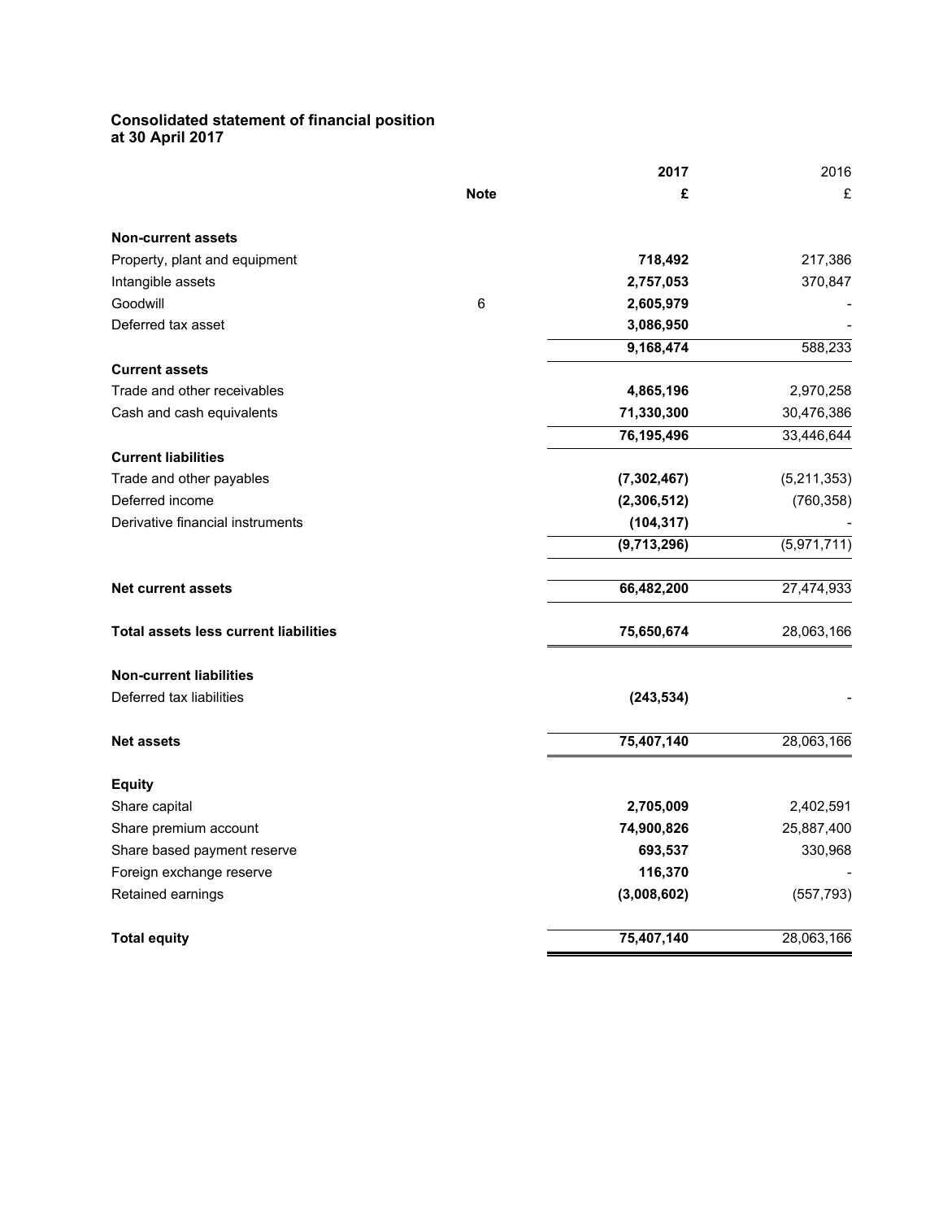**Consolidated statement of financial position**
**at 30 April 2017**

| | Note | 2017 | 2016 |
|---|---|---|---|
| | | £ | £ |
| **Non-current assets** | | | |
| Property, plant and equipment | | **718,492** | 217,386 |
| Intangible assets | | **2,757,053** | 370,847 |
| Goodwill | 6 | **2,605,979** | - |
| Deferred tax asset | | **3,086,950** | - |
| | | **9,168,474** | 588,233 |
| **Current assets** | | | |
| Trade and other receivables | | **4,865,196** | 2,970,258 |
| Cash and cash equivalents | | **71,330,300** | 30,476,386 |
| | | **76,195,496** | 33,446,644 |
| **Current liabilities** | | | |
| Trade and other payables | | **(7,302,467)** | (5,211,353) |
| Deferred income | | **(2,306,512)** | (760,358) |
| Derivative financial instruments | | **(104,317)** | - |
| | | **(9,713,296)** | (5,971,711) |
| **Net current assets** | | **66,482,200** | 27,474,933 |
| **Total assets less current liabilities** | | **75,650,674** | 28,063,166 |
| **Non-current liabilities** | | | |
| Deferred tax liabilities | | **(243,534)** | - |
| **Net assets** | | **75,407,140** | 28,063,166 |
| **Equity** | | | |
| Share capital | | **2,705,009** | 2,402,591 |
| Share premium account | | **74,900,826** | 25,887,400 |
| Share based payment reserve | | **693,537** | 330,968 |
| Foreign exchange reserve | | **116,370** | - |
| Retained earnings | | **(3,008,602)** | (557,793) |
| **Total equity** | | **75,407,140** | 28,063,166 |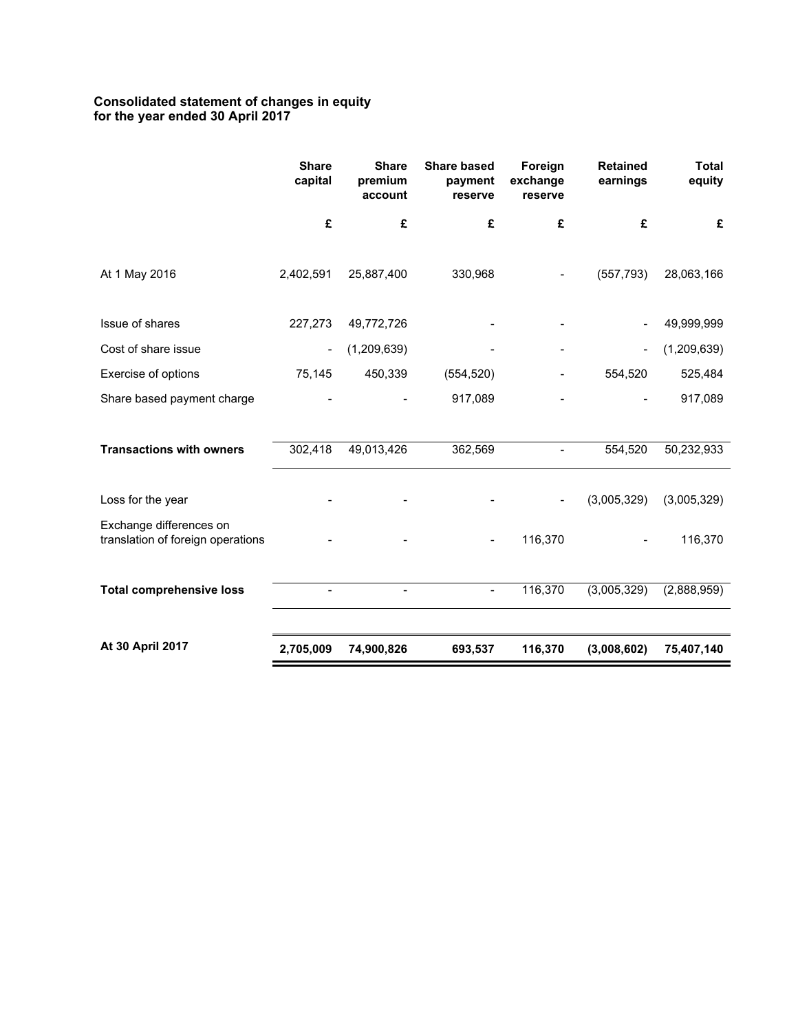## Consolidated statement of changes in equity
## for the year ended 30 April 2017

| | Share capital | Share premium account | Share based payment reserve | Foreign exchange reserve | Retained earnings | Total equity |
|---|---|---|---|---|---|---|
| | £ | £ | £ | £ | £ | £ |
| At 1 May 2016 | 2,402,591 | 25,887,400 | 330,968 | - | (557,793) | 28,063,166 |
| Issue of shares | 227,273 | 49,772,726 | - | - | - | 49,999,999 |
| Cost of share issue | - | (1,209,639) | - | - | - | (1,209,639) |
| Exercise of options | 75,145 | 450,339 | (554,520) | - | 554,520 | 525,484 |
| Share based payment charge | - | - | 917,089 | - | - | 917,089 |
| **Transactions with owners** | 302,418 | 49,013,426 | 362,569 | - | 554,520 | 50,232,933 |
| Loss for the year | - | - | - | - | (3,005,329) | (3,005,329) |
| Exchange differences on translation of foreign operations | - | - | - | 116,370 | - | 116,370 |
| **Total comprehensive loss** | - | - | - | 116,370 | (3,005,329) | (2,888,959) |
| **At 30 April 2017** | **2,705,009** | **74,900,826** | **693,537** | **116,370** | **(3,008,602)** | **75,407,140** |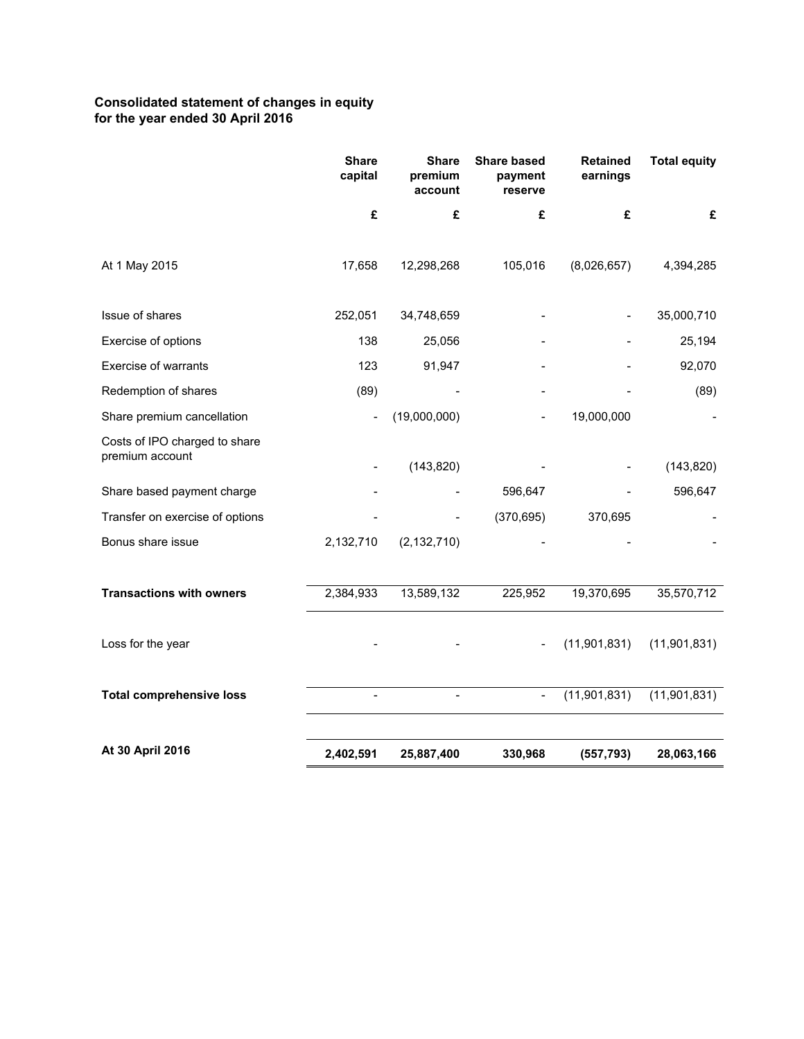**Consolidated statement of changes in equity**
**for the year ended 30 April 2016**

| | Share capital | Share premium account | Share based payment reserve | Retained earnings | Total equity |
|---|---|---|---|---|---|
| | £ | £ | £ | £ | £ |
| At 1 May 2015 | 17,658 | 12,298,268 | 105,016 | (8,026,657) | 4,394,285 |
| Issue of shares | 252,051 | 34,748,659 | - | - | 35,000,710 |
| Exercise of options | 138 | 25,056 | - | - | 25,194 |
| Exercise of warrants | 123 | 91,947 | - | - | 92,070 |
| Redemption of shares | (89) | - | - | - | (89) |
| Share premium cancellation | - | (19,000,000) | - | 19,000,000 | - |
| Costs of IPO charged to share premium account | - | (143,820) | - | - | (143,820) |
| Share based payment charge | - | - | 596,647 | - | 596,647 |
| Transfer on exercise of options | - | - | (370,695) | 370,695 | - |
| Bonus share issue | 2,132,710 | (2,132,710) | - | - | - |
| **Transactions with owners** | 2,384,933 | 13,589,132 | 225,952 | 19,370,695 | 35,570,712 |
| Loss for the year | - | - | - | (11,901,831) | (11,901,831) |
| **Total comprehensive loss** | - | - | - | (11,901,831) | (11,901,831) |
| **At 30 April 2016** | **2,402,591** | **25,887,400** | **330,968** | **(557,793)** | **28,063,166** |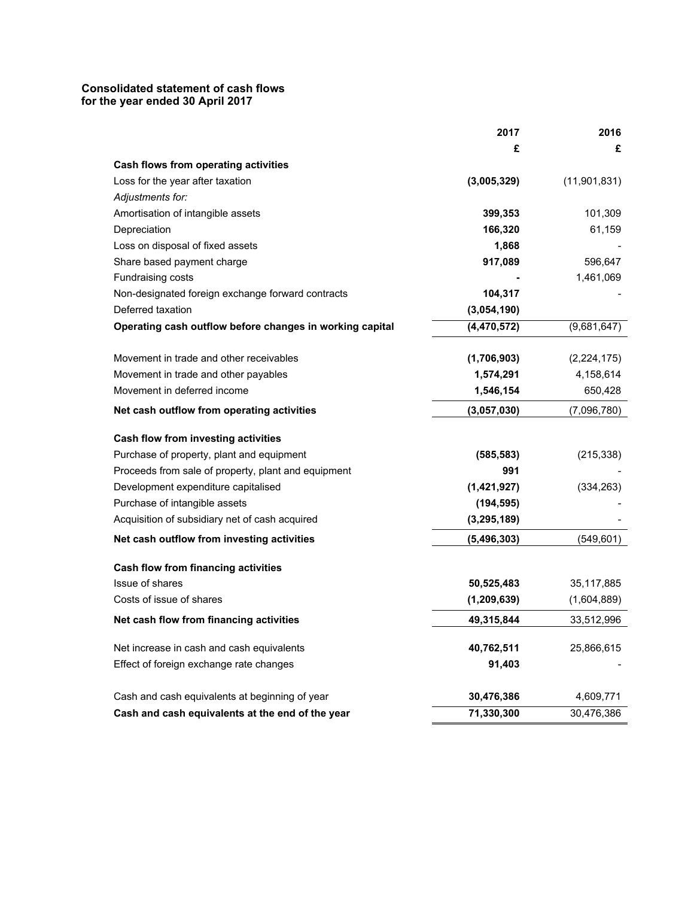# Consolidated statement of cash flows
## for the year ended 30 April 2017

| | 2017 | 2016 |
|---|---|---|
| | £ | £ |
| **Cash flows from operating activities** | | |
| Loss for the year after taxation | **(3,005,329)** | (11,901,831) |
| *Adjustments for:* | | |
| Amortisation of intangible assets | **399,353** | 101,309 |
| Depreciation | **166,320** | 61,159 |
| Loss on disposal of fixed assets | **1,868** | - |
| Share based payment charge | **917,089** | 596,647 |
| Fundraising costs | **-** | 1,461,069 |
| Non-designated foreign exchange forward contracts | **104,317** | - |
| Deferred taxation | **(3,054,190)** | |
| **Operating cash outflow before changes in working capital** | **(4,470,572)** | (9,681,647) |
| | | |
| Movement in trade and other receivables | **(1,706,903)** | (2,224,175) |
| Movement in trade and other payables | **1,574,291** | 4,158,614 |
| Movement in deferred income | **1,546,154** | 650,428 |
| **Net cash outflow from operating activities** | **(3,057,030)** | (7,096,780) |
| | | |
| **Cash flow from investing activities** | | |
| Purchase of property, plant and equipment | **(585,583)** | (215,338) |
| Proceeds from sale of property, plant and equipment | **991** | - |
| Development expenditure capitalised | **(1,421,927)** | (334,263) |
| Purchase of intangible assets | **(194,595)** | - |
| Acquisition of subsidiary net of cash acquired | **(3,295,189)** | - |
| **Net cash outflow from investing activities** | **(5,496,303)** | (549,601) |
| | | |
| **Cash flow from financing activities** | | |
| Issue of shares | **50,525,483** | 35,117,885 |
| Costs of issue of shares | **(1,209,639)** | (1,604,889) |
| **Net cash flow from financing activities** | **49,315,844** | 33,512,996 |
| | | |
| Net increase in cash and cash equivalents | **40,762,511** | 25,866,615 |
| Effect of foreign exchange rate changes | **91,403** | - |
| | | |
| Cash and cash equivalents at beginning of year | **30,476,386** | 4,609,771 |
| **Cash and cash equivalents at the end of the year** | **71,330,300** | 30,476,386 |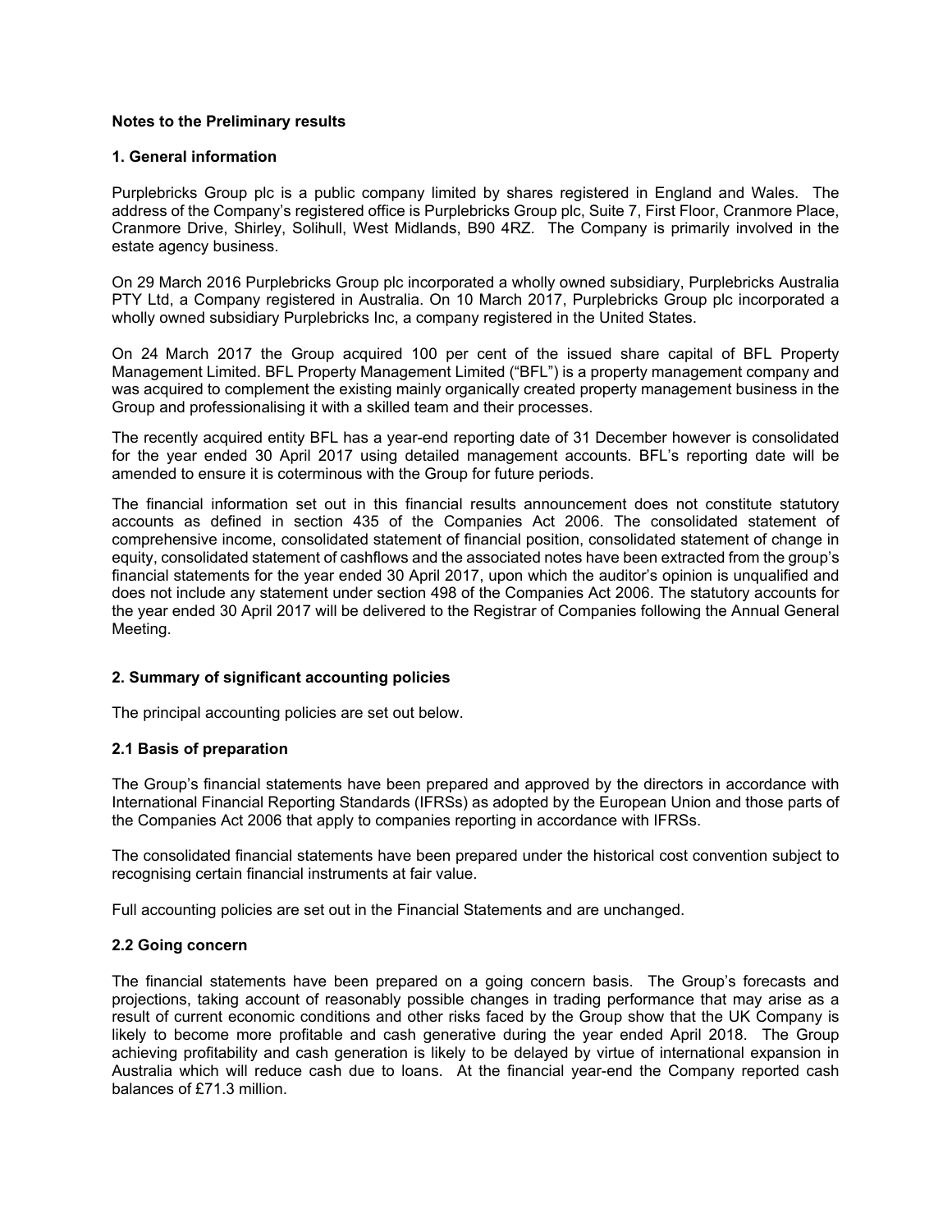**Notes to the Preliminary results**

**1. General information**

Purplebricks Group plc is a public company limited by shares registered in England and Wales. The address of the Company's registered office is Purplebricks Group plc, Suite 7, First Floor, Cranmore Place, Cranmore Drive, Shirley, Solihull, West Midlands, B90 4RZ. The Company is primarily involved in the estate agency business.

On 29 March 2016 Purplebricks Group plc incorporated a wholly owned subsidiary, Purplebricks Australia PTY Ltd, a Company registered in Australia. On 10 March 2017, Purplebricks Group plc incorporated a wholly owned subsidiary Purplebricks Inc, a company registered in the United States.

On 24 March 2017 the Group acquired 100 per cent of the issued share capital of BFL Property Management Limited. BFL Property Management Limited ("BFL") is a property management company and was acquired to complement the existing mainly organically created property management business in the Group and professionalising it with a skilled team and their processes.

The recently acquired entity BFL has a year-end reporting date of 31 December however is consolidated for the year ended 30 April 2017 using detailed management accounts. BFL's reporting date will be amended to ensure it is coterminous with the Group for future periods.

The financial information set out in this financial results announcement does not constitute statutory accounts as defined in section 435 of the Companies Act 2006. The consolidated statement of comprehensive income, consolidated statement of financial position, consolidated statement of change in equity, consolidated statement of cashflows and the associated notes have been extracted from the group's financial statements for the year ended 30 April 2017, upon which the auditor's opinion is unqualified and does not include any statement under section 498 of the Companies Act 2006. The statutory accounts for the year ended 30 April 2017 will be delivered to the Registrar of Companies following the Annual General Meeting.

**2. Summary of significant accounting policies**

The principal accounting policies are set out below.

**2.1 Basis of preparation**

The Group's financial statements have been prepared and approved by the directors in accordance with International Financial Reporting Standards (IFRSs) as adopted by the European Union and those parts of the Companies Act 2006 that apply to companies reporting in accordance with IFRSs.

The consolidated financial statements have been prepared under the historical cost convention subject to recognising certain financial instruments at fair value.

Full accounting policies are set out in the Financial Statements and are unchanged.

**2.2 Going concern**

The financial statements have been prepared on a going concern basis. The Group's forecasts and projections, taking account of reasonably possible changes in trading performance that may arise as a result of current economic conditions and other risks faced by the Group show that the UK Company is likely to become more profitable and cash generative during the year ended April 2018. The Group achieving profitability and cash generation is likely to be delayed by virtue of international expansion in Australia which will reduce cash due to loans. At the financial year-end the Company reported cash balances of £71.3 million.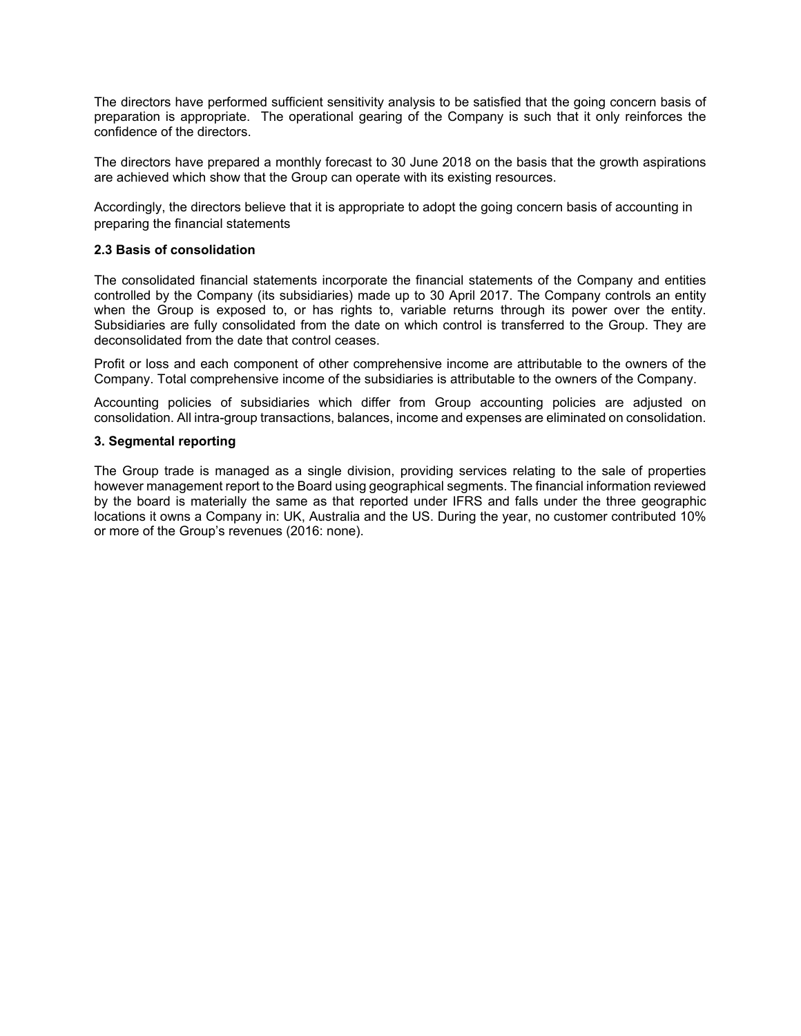The directors have performed sufficient sensitivity analysis to be satisfied that the going concern basis of preparation is appropriate.  The operational gearing of the Company is such that it only reinforces the confidence of the directors.

The directors have prepared a monthly forecast to 30 June 2018 on the basis that the growth aspirations are achieved which show that the Group can operate with its existing resources.

Accordingly, the directors believe that it is appropriate to adopt the going concern basis of accounting in preparing the financial statements

**2.3 Basis of consolidation**

The consolidated financial statements incorporate the financial statements of the Company and entities controlled by the Company (its subsidiaries) made up to 30 April 2017. The Company controls an entity when the Group is exposed to, or has rights to, variable returns through its power over the entity. Subsidiaries are fully consolidated from the date on which control is transferred to the Group. They are deconsolidated from the date that control ceases.

Profit or loss and each component of other comprehensive income are attributable to the owners of the Company. Total comprehensive income of the subsidiaries is attributable to the owners of the Company.

Accounting policies of subsidiaries which differ from Group accounting policies are adjusted on consolidation. All intra-group transactions, balances, income and expenses are eliminated on consolidation.

**3. Segmental reporting**

The Group trade is managed as a single division, providing services relating to the sale of properties however management report to the Board using geographical segments. The financial information reviewed by the board is materially the same as that reported under IFRS and falls under the three geographic locations it owns a Company in: UK, Australia and the US. During the year, no customer contributed 10% or more of the Group's revenues (2016: none).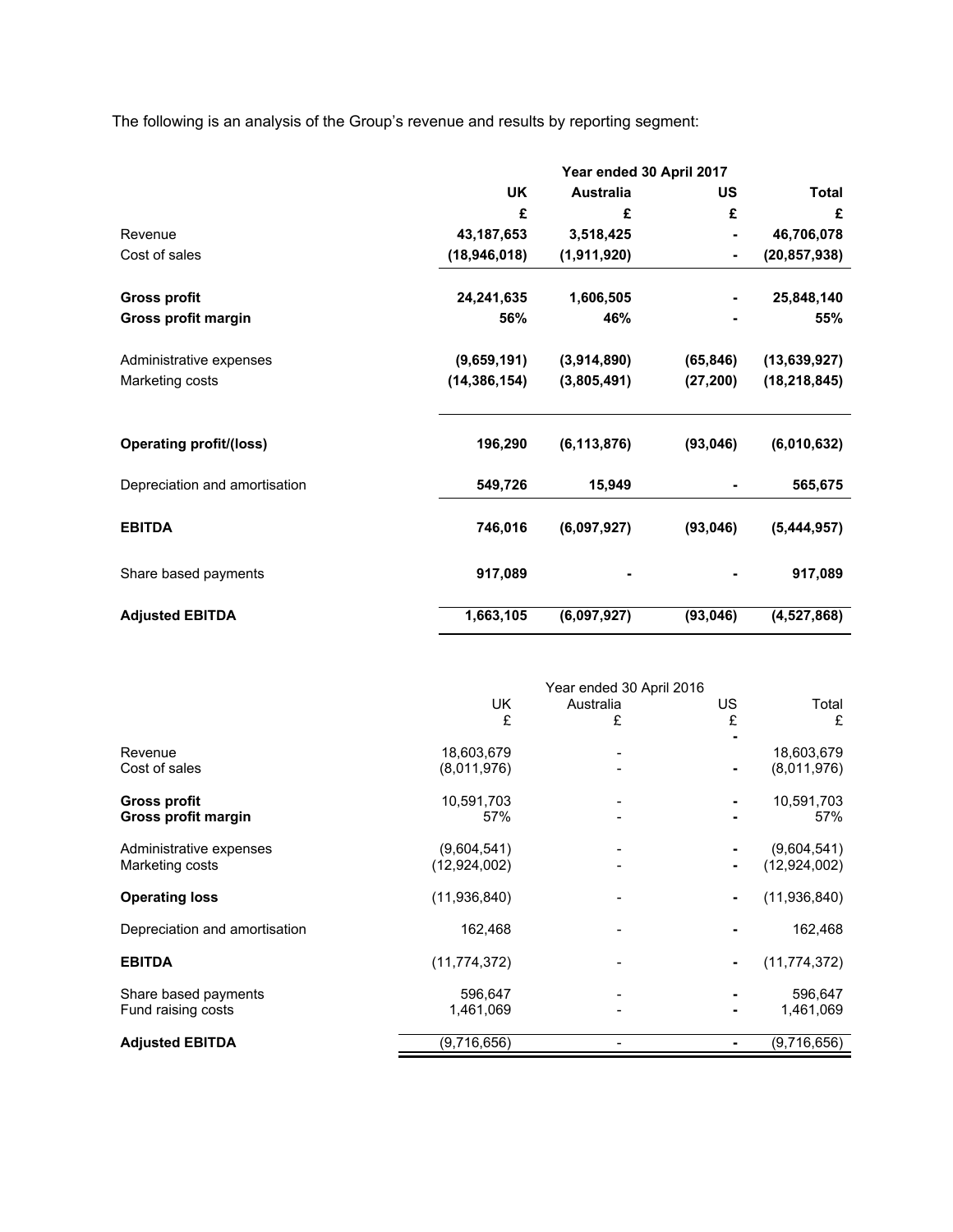The following is an analysis of the Group's revenue and results by reporting segment:

| | Year ended 30 April 2017 | | | |
|---|---|---|---|---|
| | **UK** | **Australia** | **US** | **Total** |
| | **£** | **£** | **£** | **£** |
| Revenue | **43,187,653** | **3,518,425** | **-** | **46,706,078** |
| Cost of sales | **(18,946,018)** | **(1,911,920)** | **-** | **(20,857,938)** |
| **Gross profit** | **24,241,635** | **1,606,505** | **-** | **25,848,140** |
| **Gross profit margin** | **56%** | **46%** | **-** | **55%** |
| Administrative expenses | **(9,659,191)** | **(3,914,890)** | **(65,846)** | **(13,639,927)** |
| Marketing costs | **(14,386,154)** | **(3,805,491)** | **(27,200)** | **(18,218,845)** |
| **Operating profit/(loss)** | **196,290** | **(6,113,876)** | **(93,046)** | **(6,010,632)** |
| Depreciation and amortisation | **549,726** | **15,949** | **-** | **565,675** |
| **EBITDA** | **746,016** | **(6,097,927)** | **(93,046)** | **(5,444,957)** |
| Share based payments | **917,089** | **-** | **-** | **917,089** |
| **Adjusted EBITDA** | **1,663,105** | **(6,097,927)** | **(93,046)** | **(4,527,868)** |

| | Year ended 30 April 2016 | | | |
|---|---|---|---|---|
| | UK | Australia | US | Total |
| | £ | £ | £ | £ |
| Revenue | 18,603,679 | - | - | 18,603,679 |
| Cost of sales | (8,011,976) | - | - | (8,011,976) |
| **Gross profit** | 10,591,703 | - | - | 10,591,703 |
| **Gross profit margin** | 57% | - | - | 57% |
| Administrative expenses | (9,604,541) | - | - | (9,604,541) |
| Marketing costs | (12,924,002) | - | - | (12,924,002) |
| **Operating loss** | (11,936,840) | - | - | (11,936,840) |
| Depreciation and amortisation | 162,468 | - | - | 162,468 |
| **EBITDA** | (11,774,372) | - | - | (11,774,372) |
| Share based payments | 596,647 | - | - | 596,647 |
| Fund raising costs | 1,461,069 | - | - | 1,461,069 |
| **Adjusted EBITDA** | (9,716,656) | - | - | (9,716,656) |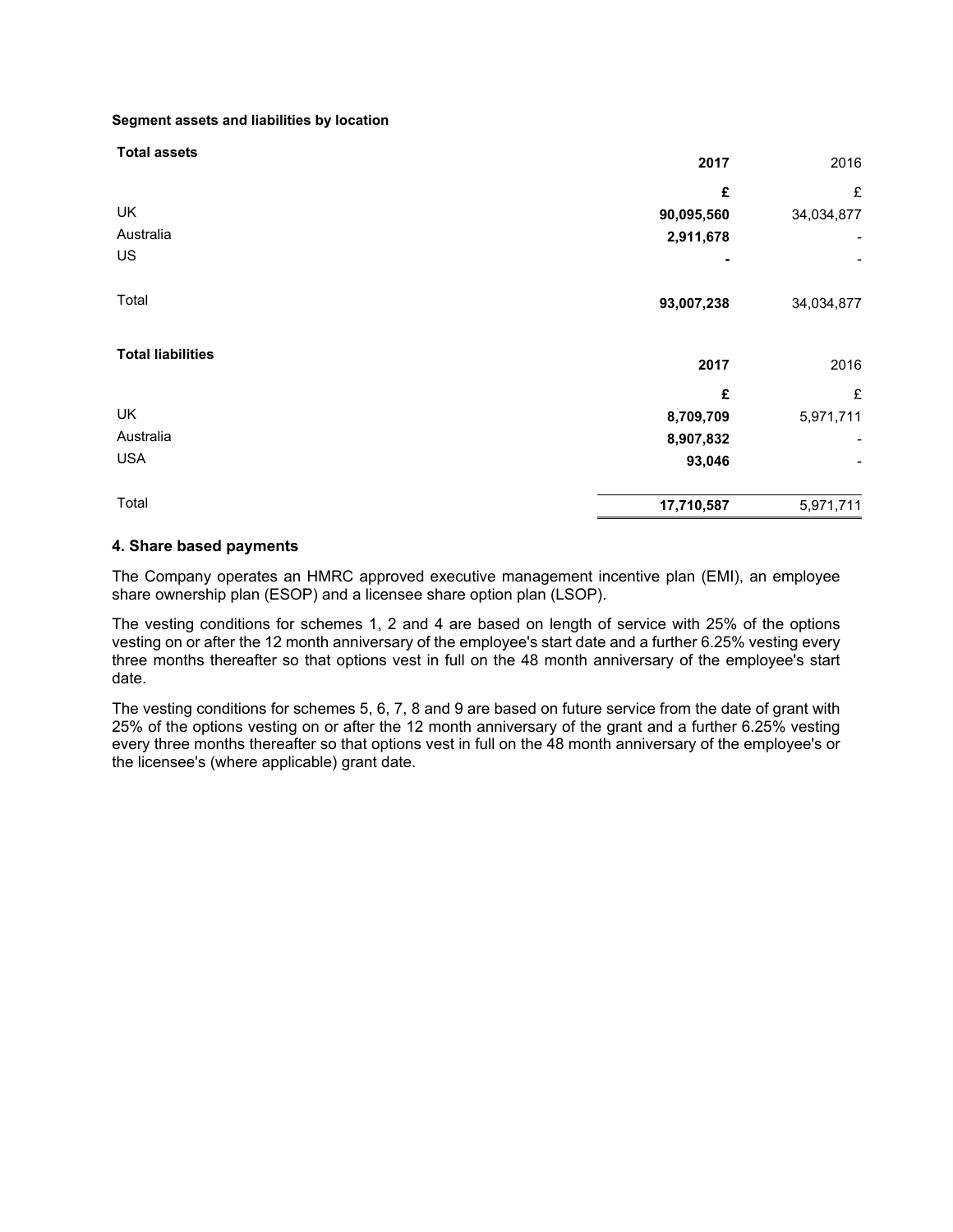**Segment assets and liabilities by location**

| **Total assets** | **2017** | 2016 |
|---|---|---|
| | **£** | £ |
| UK | **90,095,560** | 34,034,877 |
| Australia | **2,911,678** | - |
| US | **-** | - |
| Total | **93,007,238** | 34,034,877 |

| **Total liabilities** | **2017** | 2016 |
|---|---|---|
| | **£** | £ |
| UK | **8,709,709** | 5,971,711 |
| Australia | **8,907,832** | - |
| USA | **93,046** | - |
| Total | **17,710,587** | 5,971,711 |

## 4. Share based payments

The Company operates an HMRC approved executive management incentive plan (EMI), an employee share ownership plan (ESOP) and a licensee share option plan (LSOP).

The vesting conditions for schemes 1, 2 and 4 are based on length of service with 25% of the options vesting on or after the 12 month anniversary of the employee's start date and a further 6.25% vesting every three months thereafter so that options vest in full on the 48 month anniversary of the employee's start date.

The vesting conditions for schemes 5, 6, 7, 8 and 9 are based on future service from the date of grant with 25% of the options vesting on or after the 12 month anniversary of the grant and a further 6.25% vesting every three months thereafter so that options vest in full on the 48 month anniversary of the employee's or the licensee's (where applicable) grant date.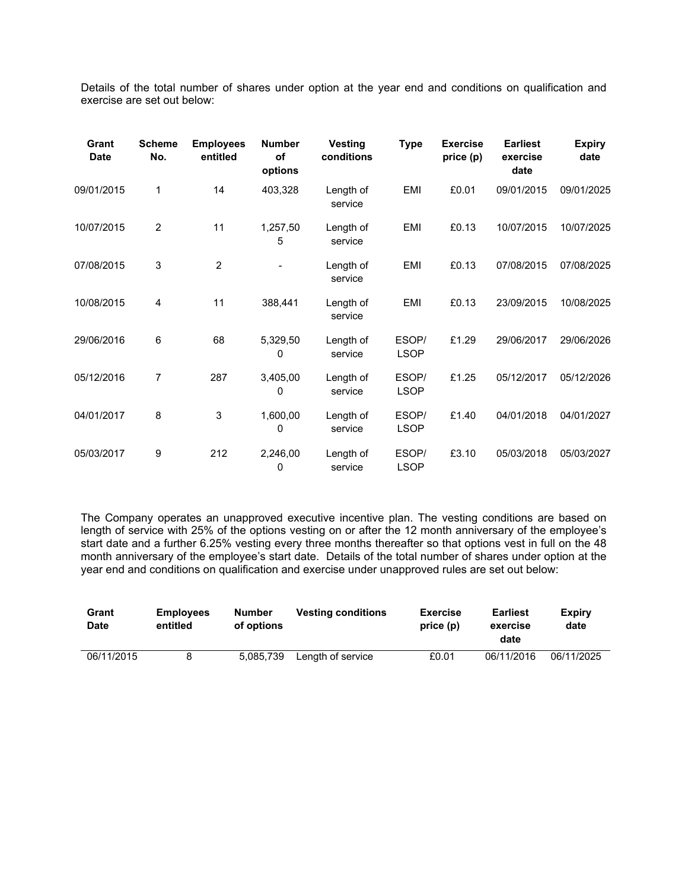Details of the total number of shares under option at the year end and conditions on qualification and exercise are set out below:

| Grant Date | Scheme No. | Employees entitled | Number of options | Vesting conditions | Type | Exercise price (p) | Earliest exercise date | Expiry date |
|---|---|---|---|---|---|---|---|---|
| 09/01/2015 | 1 | 14 | 403,328 | Length of service | EMI | £0.01 | 09/01/2015 | 09/01/2025 |
| 10/07/2015 | 2 | 11 | 1,257,505 | Length of service | EMI | £0.13 | 10/07/2015 | 10/07/2025 |
| 07/08/2015 | 3 | 2 | - | Length of service | EMI | £0.13 | 07/08/2015 | 07/08/2025 |
| 10/08/2015 | 4 | 11 | 388,441 | Length of service | EMI | £0.13 | 23/09/2015 | 10/08/2025 |
| 29/06/2016 | 6 | 68 | 5,329,500 | Length of service | ESOP/ LSOP | £1.29 | 29/06/2017 | 29/06/2026 |
| 05/12/2016 | 7 | 287 | 3,405,000 | Length of service | ESOP/ LSOP | £1.25 | 05/12/2017 | 05/12/2026 |
| 04/01/2017 | 8 | 3 | 1,600,000 | Length of service | ESOP/ LSOP | £1.40 | 04/01/2018 | 04/01/2027 |
| 05/03/2017 | 9 | 212 | 2,246,000 | Length of service | ESOP/ LSOP | £3.10 | 05/03/2018 | 05/03/2027 |

The Company operates an unapproved executive incentive plan. The vesting conditions are based on length of service with 25% of the options vesting on or after the 12 month anniversary of the employee's start date and a further 6.25% vesting every three months thereafter so that options vest in full on the 48 month anniversary of the employee's start date. Details of the total number of shares under option at the year end and conditions on qualification and exercise under unapproved rules are set out below:

| Grant Date | Employees entitled | Number of options | Vesting conditions | Exercise price (p) | Earliest exercise date | Expiry date |
|---|---|---|---|---|---|---|
| 06/11/2015 | 8 | 5,085,739 | Length of service | £0.01 | 06/11/2016 | 06/11/2025 |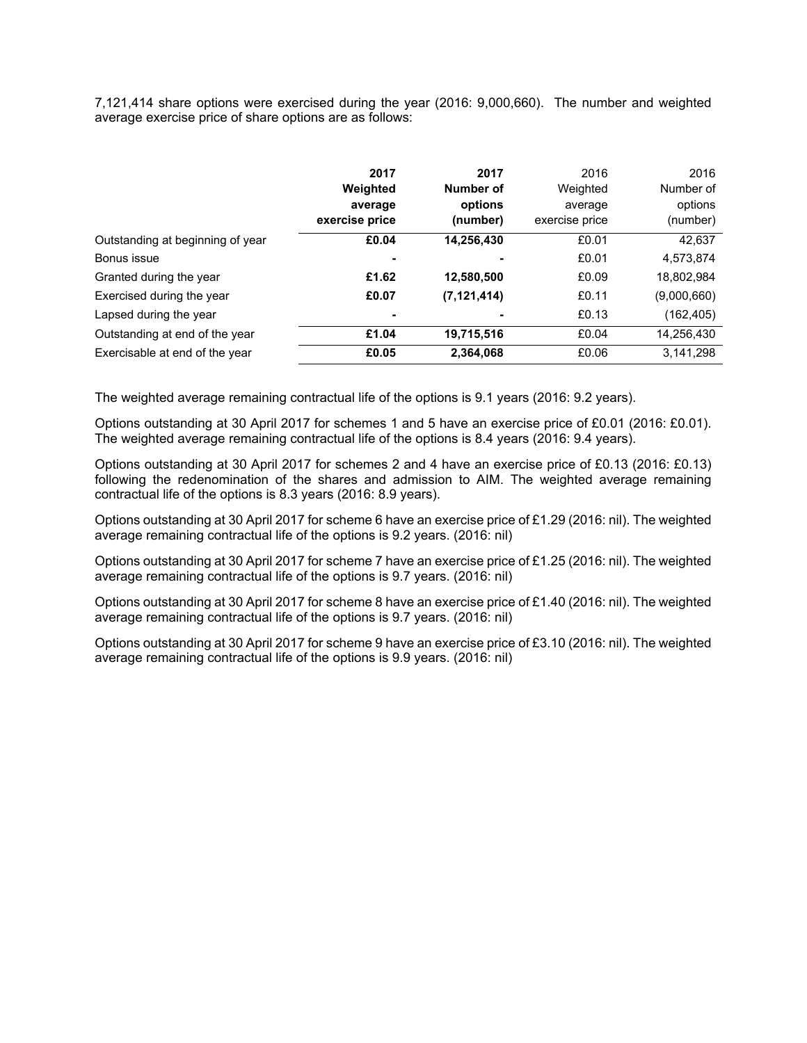7,121,414 share options were exercised during the year (2016: 9,000,660). The number and weighted average exercise price of share options are as follows:

| | **2017 Weighted average exercise price** | **2017 Number of options (number)** | 2016 Weighted average exercise price | 2016 Number of options (number) |
|---|---|---|---|---|
| Outstanding at beginning of year | **£0.04** | **14,256,430** | £0.01 | 42,637 |
| Bonus issue | **-** | **-** | £0.01 | 4,573,874 |
| Granted during the year | **£1.62** | **12,580,500** | £0.09 | 18,802,984 |
| Exercised during the year | **£0.07** | **(7,121,414)** | £0.11 | (9,000,660) |
| Lapsed during the year | **-** | **-** | £0.13 | (162,405) |
| Outstanding at end of the year | **£1.04** | **19,715,516** | £0.04 | 14,256,430 |
| Exercisable at end of the year | **£0.05** | **2,364,068** | £0.06 | 3,141,298 |

The weighted average remaining contractual life of the options is 9.1 years (2016: 9.2 years).

Options outstanding at 30 April 2017 for schemes 1 and 5 have an exercise price of £0.01 (2016: £0.01). The weighted average remaining contractual life of the options is 8.4 years (2016: 9.4 years).

Options outstanding at 30 April 2017 for schemes 2 and 4 have an exercise price of £0.13 (2016: £0.13) following the redenomination of the shares and admission to AIM. The weighted average remaining contractual life of the options is 8.3 years (2016: 8.9 years).

Options outstanding at 30 April 2017 for scheme 6 have an exercise price of £1.29 (2016: nil). The weighted average remaining contractual life of the options is 9.2 years. (2016: nil)

Options outstanding at 30 April 2017 for scheme 7 have an exercise price of £1.25 (2016: nil). The weighted average remaining contractual life of the options is 9.7 years. (2016: nil)

Options outstanding at 30 April 2017 for scheme 8 have an exercise price of £1.40 (2016: nil). The weighted average remaining contractual life of the options is 9.7 years. (2016: nil)

Options outstanding at 30 April 2017 for scheme 9 have an exercise price of £3.10 (2016: nil). The weighted average remaining contractual life of the options is 9.9 years. (2016: nil)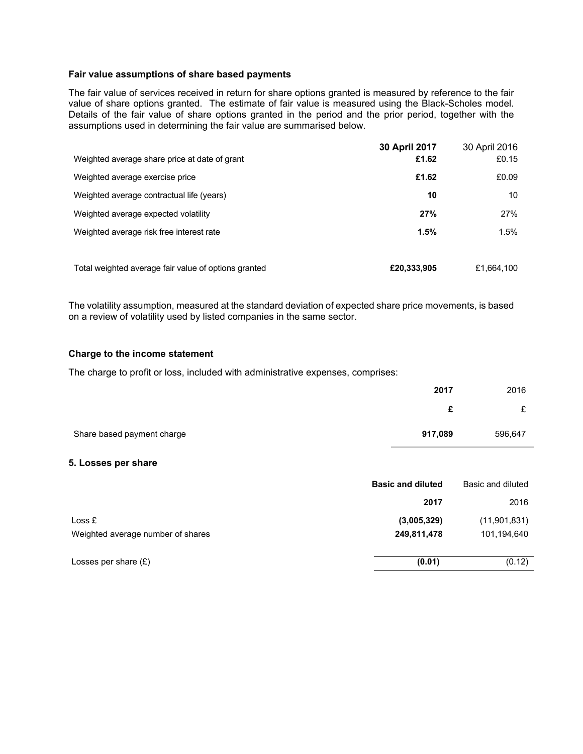### Fair value assumptions of share based payments

The fair value of services received in return for share options granted is measured by reference to the fair value of share options granted. The estimate of fair value is measured using the Black-Scholes model. Details of the fair value of share options granted in the period and the prior period, together with the assumptions used in determining the fair value are summarised below.

| | **30 April 2017** | 30 April 2016 |
|---|---|---|
| Weighted average share price at date of grant | **£1.62** | £0.15 |
| Weighted average exercise price | **£1.62** | £0.09 |
| Weighted average contractual life (years) | **10** | 10 |
| Weighted average expected volatility | **27%** | 27% |
| Weighted average risk free interest rate | **1.5%** | 1.5% |
| Total weighted average fair value of options granted | **£20,333,905** | £1,664,100 |

The volatility assumption, measured at the standard deviation of expected share price movements, is based on a review of volatility used by listed companies in the same sector.

### Charge to the income statement

The charge to profit or loss, included with administrative expenses, comprises:

| | **2017** | 2016 |
|---|---|---|
| | **£** | £ |
| Share based payment charge | **917,089** | 596,647 |

### 5. Losses per share

| | **Basic and diluted** | Basic and diluted |
|---|---|---|
| | **2017** | 2016 |
| Loss £ | **(3,005,329)** | (11,901,831) |
| Weighted average number of shares | **249,811,478** | 101,194,640 |
| Losses per share (£) | **(0.01)** | (0.12) |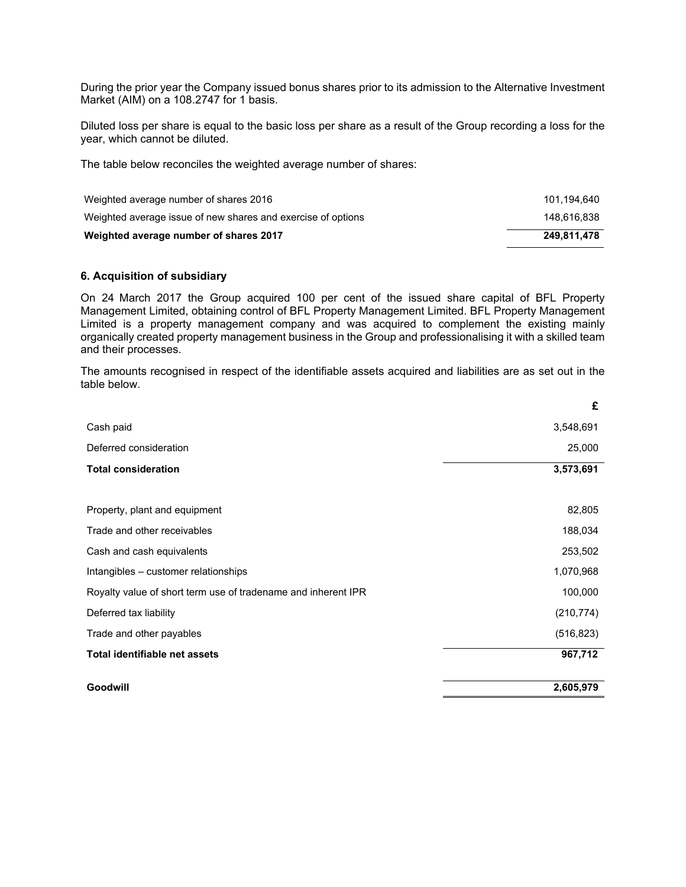During the prior year the Company issued bonus shares prior to its admission to the Alternative Investment Market (AIM) on a 108.2747 for 1 basis.

Diluted loss per share is equal to the basic loss per share as a result of the Group recording a loss for the year, which cannot be diluted.

The table below reconciles the weighted average number of shares:

| | |
|---|---|
| Weighted average number of shares 2016 | 101,194,640 |
| Weighted average issue of new shares and exercise of options | 148,616,838 |
| **Weighted average number of shares 2017** | **249,811,478** |

### 6. Acquisition of subsidiary

On 24 March 2017 the Group acquired 100 per cent of the issued share capital of BFL Property Management Limited, obtaining control of BFL Property Management Limited. BFL Property Management Limited is a property management company and was acquired to complement the existing mainly organically created property management business in the Group and professionalising it with a skilled team and their processes.

The amounts recognised in respect of the identifiable assets acquired and liabilities are as set out in the table below.

| | £ |
|---|---|
| Cash paid | 3,548,691 |
| Deferred consideration | 25,000 |
| **Total consideration** | **3,573,691** |
| | |
| Property, plant and equipment | 82,805 |
| Trade and other receivables | 188,034 |
| Cash and cash equivalents | 253,502 |
| Intangibles – customer relationships | 1,070,968 |
| Royalty value of short term use of tradename and inherent IPR | 100,000 |
| Deferred tax liability | (210,774) |
| Trade and other payables | (516,823) |
| **Total identifiable net assets** | **967,712** |
| | |
| **Goodwill** | **2,605,979** |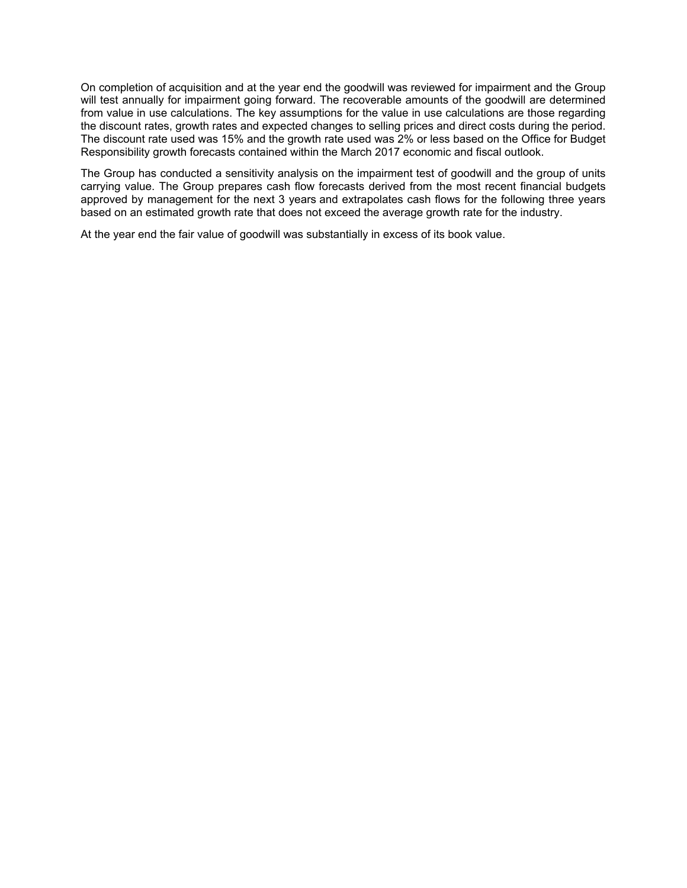On completion of acquisition and at the year end the goodwill was reviewed for impairment and the Group will test annually for impairment going forward. The recoverable amounts of the goodwill are determined from value in use calculations. The key assumptions for the value in use calculations are those regarding the discount rates, growth rates and expected changes to selling prices and direct costs during the period. The discount rate used was 15% and the growth rate used was 2% or less based on the Office for Budget Responsibility growth forecasts contained within the March 2017 economic and fiscal outlook.

The Group has conducted a sensitivity analysis on the impairment test of goodwill and the group of units carrying value. The Group prepares cash flow forecasts derived from the most recent financial budgets approved by management for the next 3 years and extrapolates cash flows for the following three years based on an estimated growth rate that does not exceed the average growth rate for the industry.

At the year end the fair value of goodwill was substantially in excess of its book value.